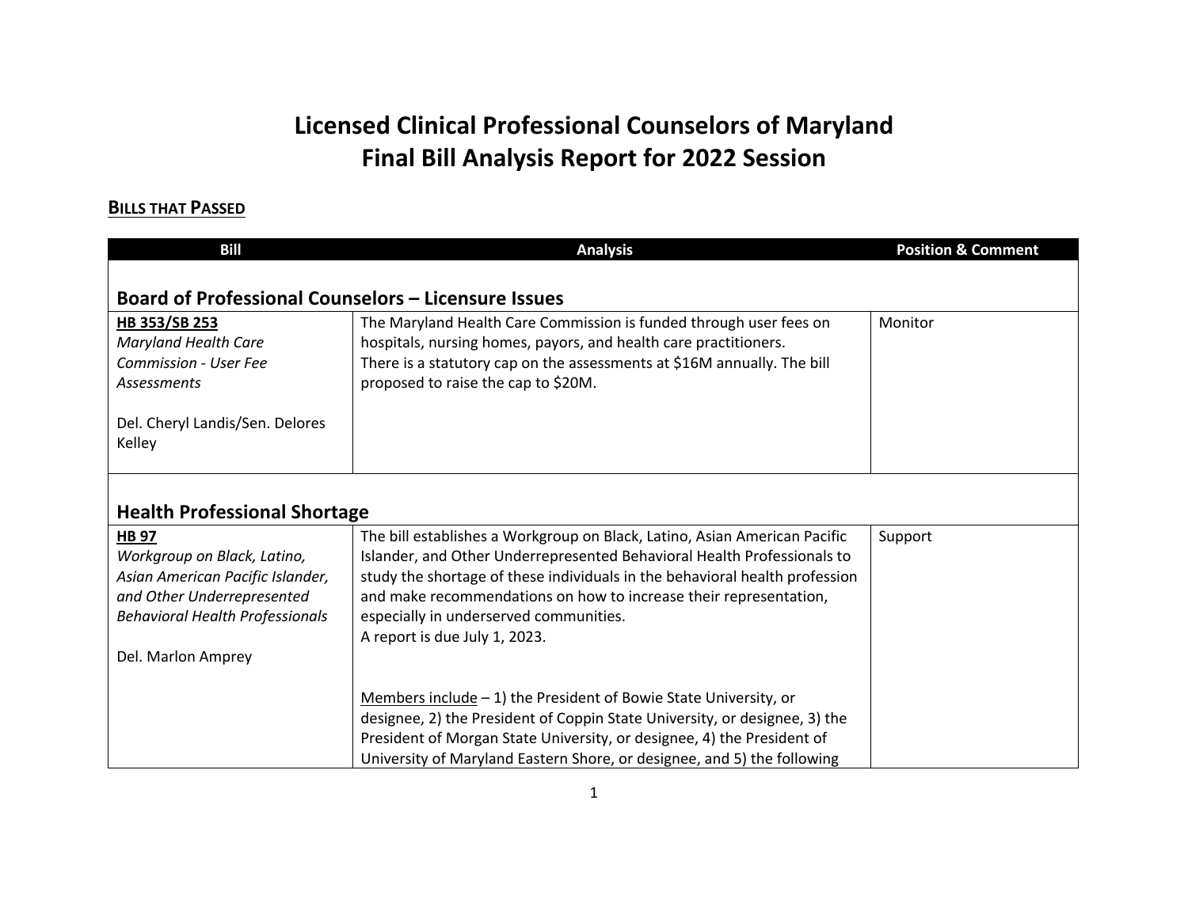# Licensed Clinical Professional Counselors of Maryland
# Final Bill Analysis Report for 2022 Session

## **BILLS THAT PASSED**

| Bill | Analysis | Position & Comment |
|---|---|---|
| **Board of Professional Counselors – Licensure Issues** | | |
| **HB 353/SB 253**<br>*Maryland Health Care Commission - User Fee Assessments*<br><br>Del. Cheryl Landis/Sen. Delores Kelley | The Maryland Health Care Commission is funded through user fees on hospitals, nursing homes, payors, and health care practitioners.<br>There is a statutory cap on the assessments at $16M annually. The bill proposed to raise the cap to $20M. | Monitor |
| **Health Professional Shortage** | | |
| **HB 97**<br>*Workgroup on Black, Latino, Asian American Pacific Islander, and Other Underrepresented Behavioral Health Professionals*<br><br>Del. Marlon Amprey | The bill establishes a Workgroup on Black, Latino, Asian American Pacific Islander, and Other Underrepresented Behavioral Health Professionals to study the shortage of these individuals in the behavioral health profession and make recommendations on how to increase their representation, especially in underserved communities.<br>A report is due July 1, 2023.<br><br>Members include – 1) the President of Bowie State University, or designee, 2) the President of Coppin State University, or designee, 3) the President of Morgan State University, or designee, 4) the President of University of Maryland Eastern Shore, or designee, and 5) the following | Support |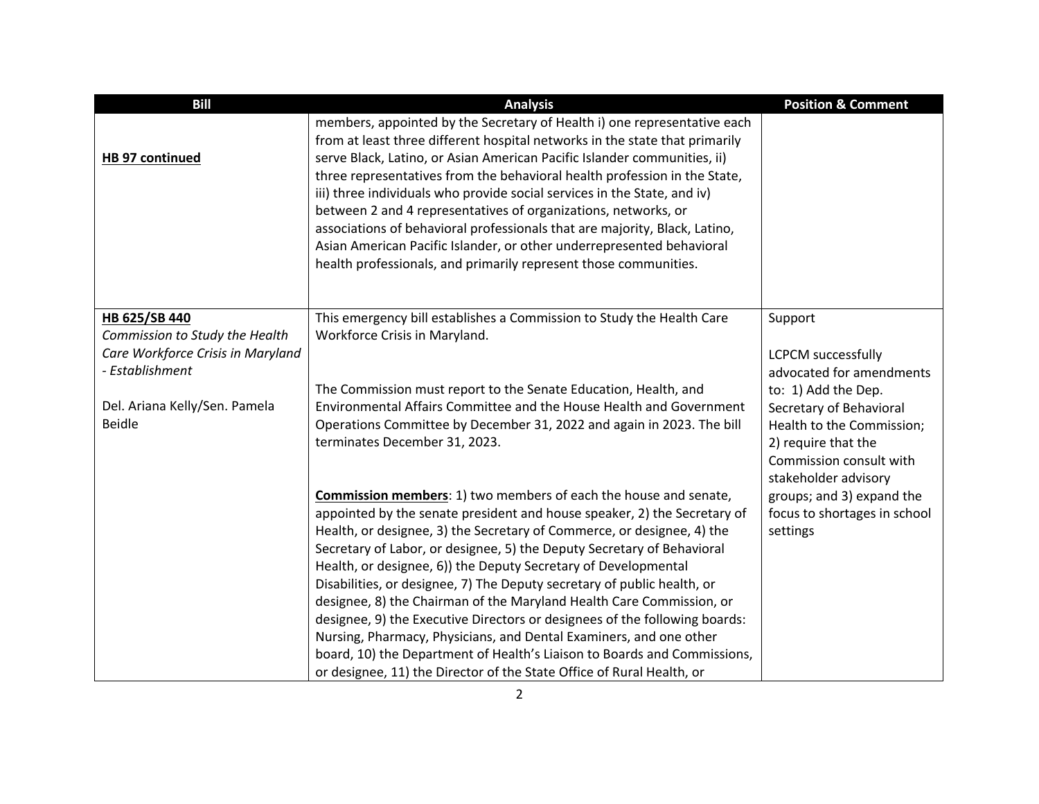| Bill | Analysis | Position & Comment |
| --- | --- | --- |
| **HB 97 continued** | members, appointed by the Secretary of Health i) one representative each from at least three different hospital networks in the state that primarily serve Black, Latino, or Asian American Pacific Islander communities, ii) three representatives from the behavioral health profession in the State, iii) three individuals who provide social services in the State, and iv) between 2 and 4 representatives of organizations, networks, or associations of behavioral professionals that are majority, Black, Latino, Asian American Pacific Islander, or other underrepresented behavioral health professionals, and primarily represent those communities. | |
| **HB 625/SB 440**<br>*Commission to Study the Health Care Workforce Crisis in Maryland - Establishment*<br><br>Del. Ariana Kelly/Sen. Pamela Beidle | This emergency bill establishes a Commission to Study the Health Care Workforce Crisis in Maryland.<br><br>The Commission must report to the Senate Education, Health, and Environmental Affairs Committee and the House Health and Government Operations Committee by December 31, 2022 and again in 2023. The bill terminates December 31, 2023.<br><br>**Commission members**: 1) two members of each the house and senate, appointed by the senate president and house speaker, 2) the Secretary of Health, or designee, 3) the Secretary of Commerce, or designee, 4) the Secretary of Labor, or designee, 5) the Deputy Secretary of Behavioral Health, or designee, 6)) the Deputy Secretary of Developmental Disabilities, or designee, 7) The Deputy secretary of public health, or designee, 8) the Chairman of the Maryland Health Care Commission, or designee, 9) the Executive Directors or designees of the following boards: Nursing, Pharmacy, Physicians, and Dental Examiners, and one other board, 10) the Department of Health's Liaison to Boards and Commissions, or designee, 11) the Director of the State Office of Rural Health, or | Support<br><br>LCPCM successfully advocated for amendments to: 1) Add the Dep. Secretary of Behavioral Health to the Commission; 2) require that the Commission consult with stakeholder advisory groups; and 3) expand the focus to shortages in school settings |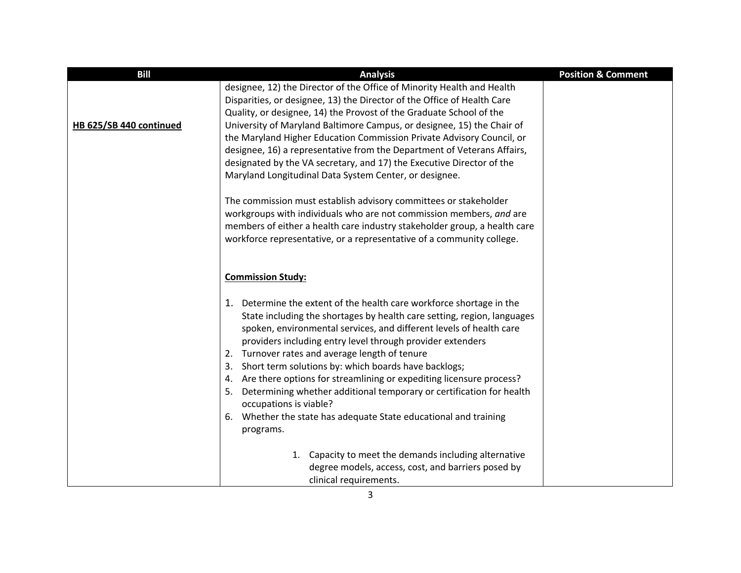| Bill | Analysis | Position & Comment |
|---|---|---|
| **HB 625/SB 440 continued** | designee, 12) the Director of the Office of Minority Health and Health Disparities, or designee, 13) the Director of the Office of Health Care Quality, or designee, 14) the Provost of the Graduate School of the University of Maryland Baltimore Campus, or designee, 15) the Chair of the Maryland Higher Education Commission Private Advisory Council, or designee, 16) a representative from the Department of Veterans Affairs, designated by the VA secretary, and 17) the Executive Director of the Maryland Longitudinal Data System Center, or designee.<br><br>The commission must establish advisory committees or stakeholder workgroups with individuals who are not commission members, *and* are members of either a health care industry stakeholder group, a health care workforce representative, or a representative of a community college.<br><br>**Commission Study:**<br><br>1. Determine the extent of the health care workforce shortage in the State including the shortages by health care setting, region, languages spoken, environmental services, and different levels of health care providers including entry level through provider extenders<br>2. Turnover rates and average length of tenure<br>3. Short term solutions by: which boards have backlogs;<br>4. Are there options for streamlining or expediting licensure process?<br>5. Determining whether additional temporary or certification for health occupations is viable?<br>6. Whether the state has adequate State educational and training programs.<br><br>&nbsp;&nbsp;&nbsp;&nbsp;1. Capacity to meet the demands including alternative degree models, access, cost, and barriers posed by clinical requirements. | |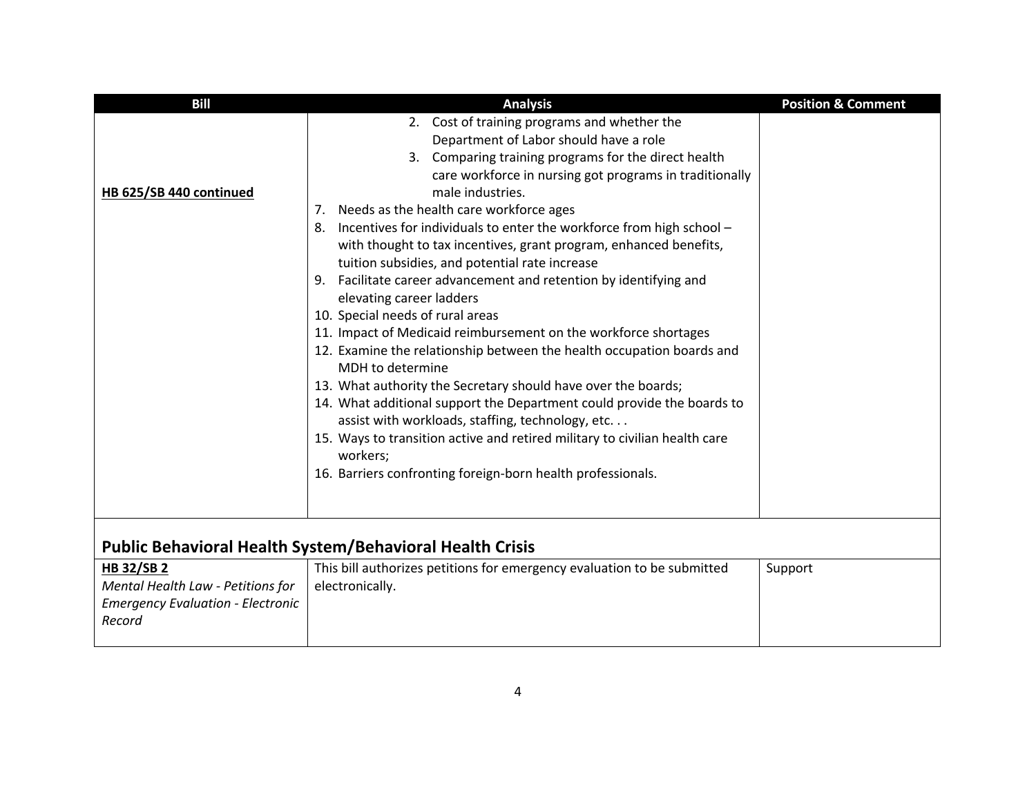| Bill | Analysis | Position & Comment |
|---|---|---|
| **HB 625/SB 440 continued** | 2. Cost of training programs and whether the Department of Labor should have a role<br>3. Comparing training programs for the direct health care workforce in nursing got programs in traditionally male industries.<br>7. Needs as the health care workforce ages<br>8. Incentives for individuals to enter the workforce from high school – with thought to tax incentives, grant program, enhanced benefits, tuition subsidies, and potential rate increase<br>9. Facilitate career advancement and retention by identifying and elevating career ladders<br>10. Special needs of rural areas<br>11. Impact of Medicaid reimbursement on the workforce shortages<br>12. Examine the relationship between the health occupation boards and MDH to determine<br>13. What authority the Secretary should have over the boards;<br>14. What additional support the Department could provide the boards to assist with workloads, staffing, technology, etc. . .<br>15. Ways to transition active and retired military to civilian health care workers;<br>16. Barriers confronting foreign-born health professionals. | |
| **Public Behavioral Health System/Behavioral Health Crisis** | | |
| **HB 32/SB 2**<br>*Mental Health Law - Petitions for Emergency Evaluation - Electronic Record* | This bill authorizes petitions for emergency evaluation to be submitted electronically. | Support |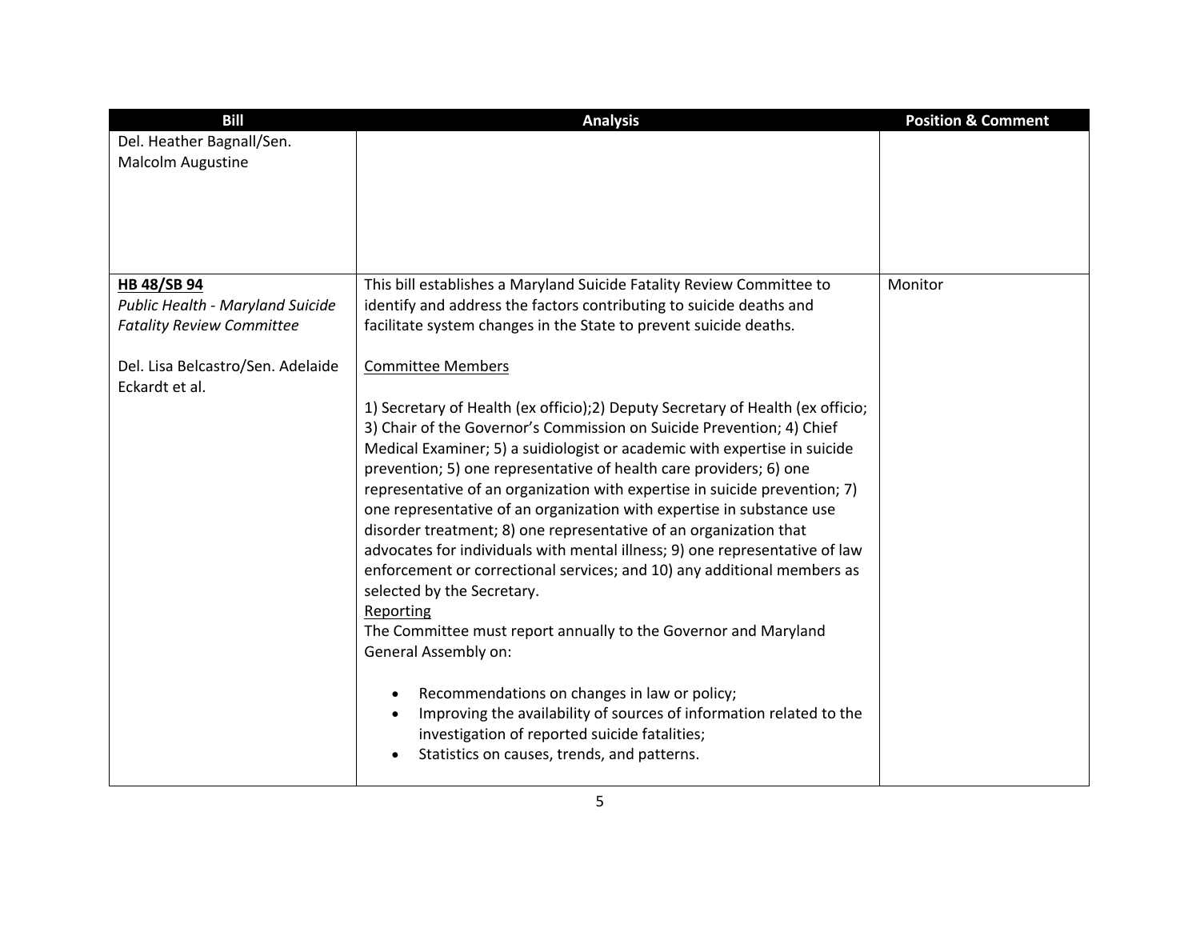| Bill | Analysis | Position & Comment |
| --- | --- | --- |
| Del. Heather Bagnall/Sen. Malcolm Augustine | | |
| **<u>HB 48/SB 94</u>**<br>*Public Health - Maryland Suicide Fatality Review Committee*<br><br>Del. Lisa Belcastro/Sen. Adelaide Eckardt et al. | This bill establishes a Maryland Suicide Fatality Review Committee to identify and address the factors contributing to suicide deaths and facilitate system changes in the State to prevent suicide deaths.<br><br><u>Committee Members</u><br><br>1) Secretary of Health (ex officio);2) Deputy Secretary of Health (ex officio; 3) Chair of the Governor's Commission on Suicide Prevention; 4) Chief Medical Examiner; 5) a suidiologist or academic with expertise in suicide prevention; 5) one representative of health care providers; 6) one representative of an organization with expertise in suicide prevention; 7) one representative of an organization with expertise in substance use disorder treatment; 8) one representative of an organization that advocates for individuals with mental illness; 9) one representative of law enforcement or correctional services; and 10) any additional members as selected by the Secretary.<br><u>Reporting</u><br>The Committee must report annually to the Governor and Maryland General Assembly on:<br><br>• Recommendations on changes in law or policy;<br>• Improving the availability of sources of information related to the investigation of reported suicide fatalities;<br>• Statistics on causes, trends, and patterns. | Monitor |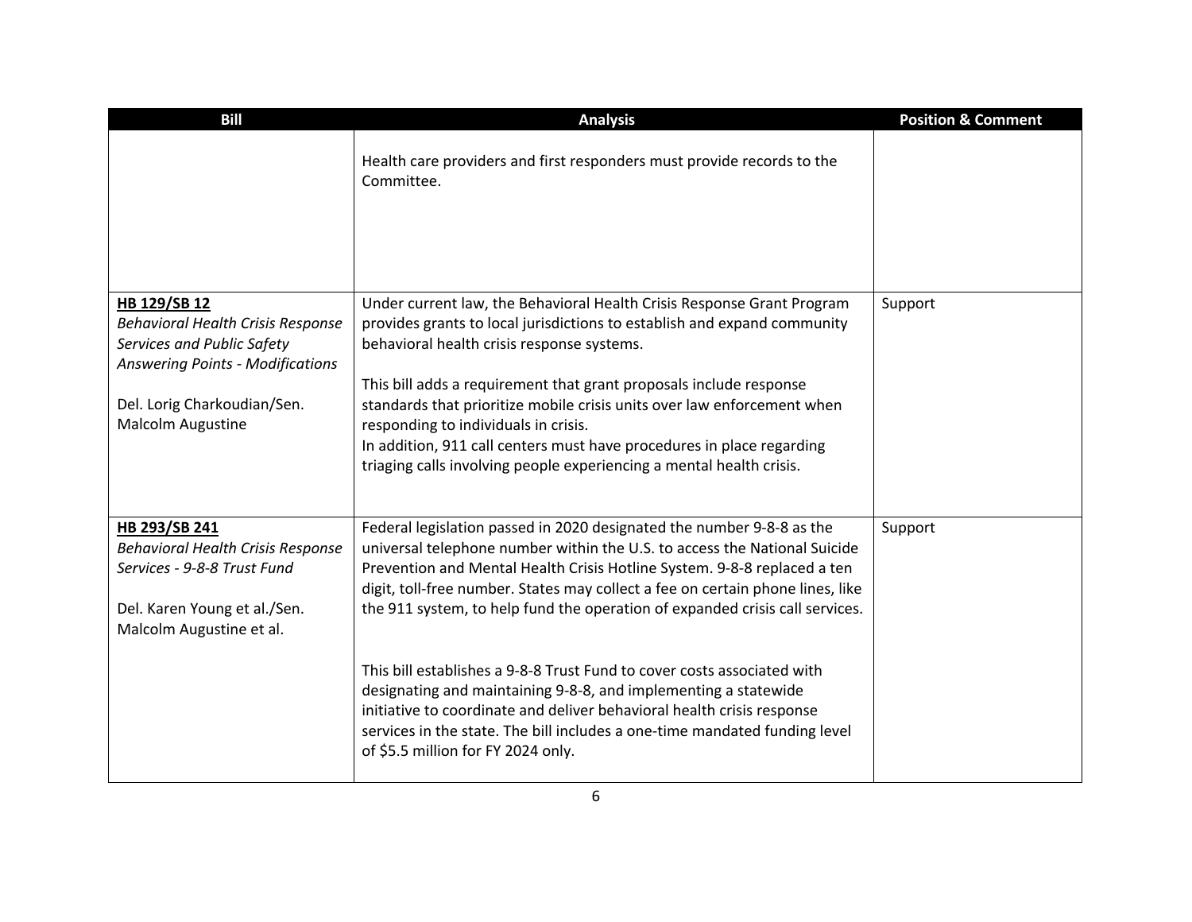| Bill | Analysis | Position & Comment |
|---|---|---|
| | Health care providers and first responders must provide records to the Committee. | |
| **<u>HB 129/SB 12</u>**<br>*Behavioral Health Crisis Response Services and Public Safety Answering Points - Modifications*<br><br>Del. Lorig Charkoudian/Sen. Malcolm Augustine | Under current law, the Behavioral Health Crisis Response Grant Program provides grants to local jurisdictions to establish and expand community behavioral health crisis response systems.<br><br>This bill adds a requirement that grant proposals include response standards that prioritize mobile crisis units over law enforcement when responding to individuals in crisis.<br>In addition, 911 call centers must have procedures in place regarding triaging calls involving people experiencing a mental health crisis. | Support |
| **<u>HB 293/SB 241</u>**<br>*Behavioral Health Crisis Response Services - 9-8-8 Trust Fund*<br><br>Del. Karen Young et al./Sen. Malcolm Augustine et al. | Federal legislation passed in 2020 designated the number 9-8-8 as the universal telephone number within the U.S. to access the National Suicide Prevention and Mental Health Crisis Hotline System. 9-8-8 replaced a ten digit, toll-free number. States may collect a fee on certain phone lines, like the 911 system, to help fund the operation of expanded crisis call services.<br><br>This bill establishes a 9-8-8 Trust Fund to cover costs associated with designating and maintaining 9-8-8, and implementing a statewide initiative to coordinate and deliver behavioral health crisis response services in the state. The bill includes a one-time mandated funding level of $5.5 million for FY 2024 only. | Support |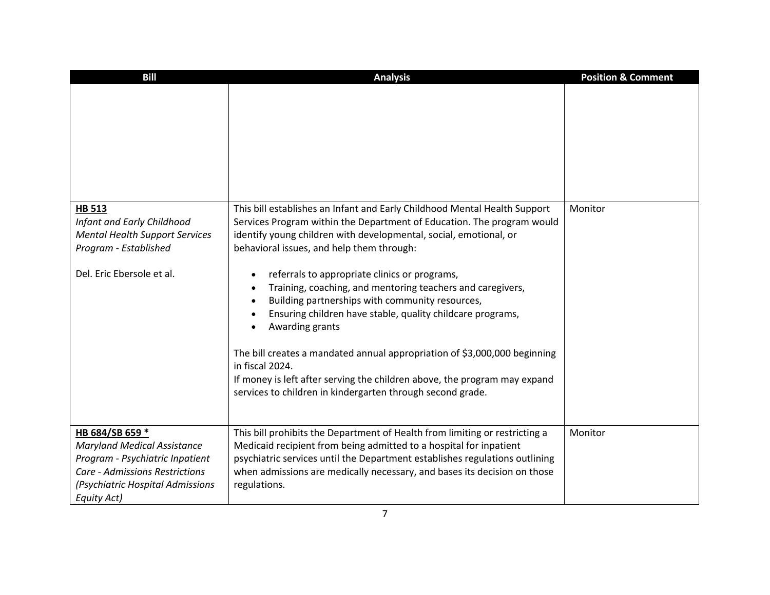| Bill | Analysis | Position & Comment |
|---|---|---|
| | | |
| **<u>HB 513</u>**<br>*Infant and Early Childhood Mental Health Support Services Program - Established*<br><br>Del. Eric Ebersole et al. | This bill establishes an Infant and Early Childhood Mental Health Support Services Program within the Department of Education. The program would identify young children with developmental, social, emotional, or behavioral issues, and help them through:<br><br>• referrals to appropriate clinics or programs,<br>• Training, coaching, and mentoring teachers and caregivers,<br>• Building partnerships with community resources,<br>• Ensuring children have stable, quality childcare programs,<br>• Awarding grants<br><br>The bill creates a mandated annual appropriation of $3,000,000 beginning in fiscal 2024.<br>If money is left after serving the children above, the program may expand services to children in kindergarten through second grade. | Monitor |
| **<u>HB 684/SB 659 *</u>**<br>*Maryland Medical Assistance Program - Psychiatric Inpatient Care - Admissions Restrictions (Psychiatric Hospital Admissions Equity Act)* | This bill prohibits the Department of Health from limiting or restricting a Medicaid recipient from being admitted to a hospital for inpatient psychiatric services until the Department establishes regulations outlining when admissions are medically necessary, and bases its decision on those regulations. | Monitor |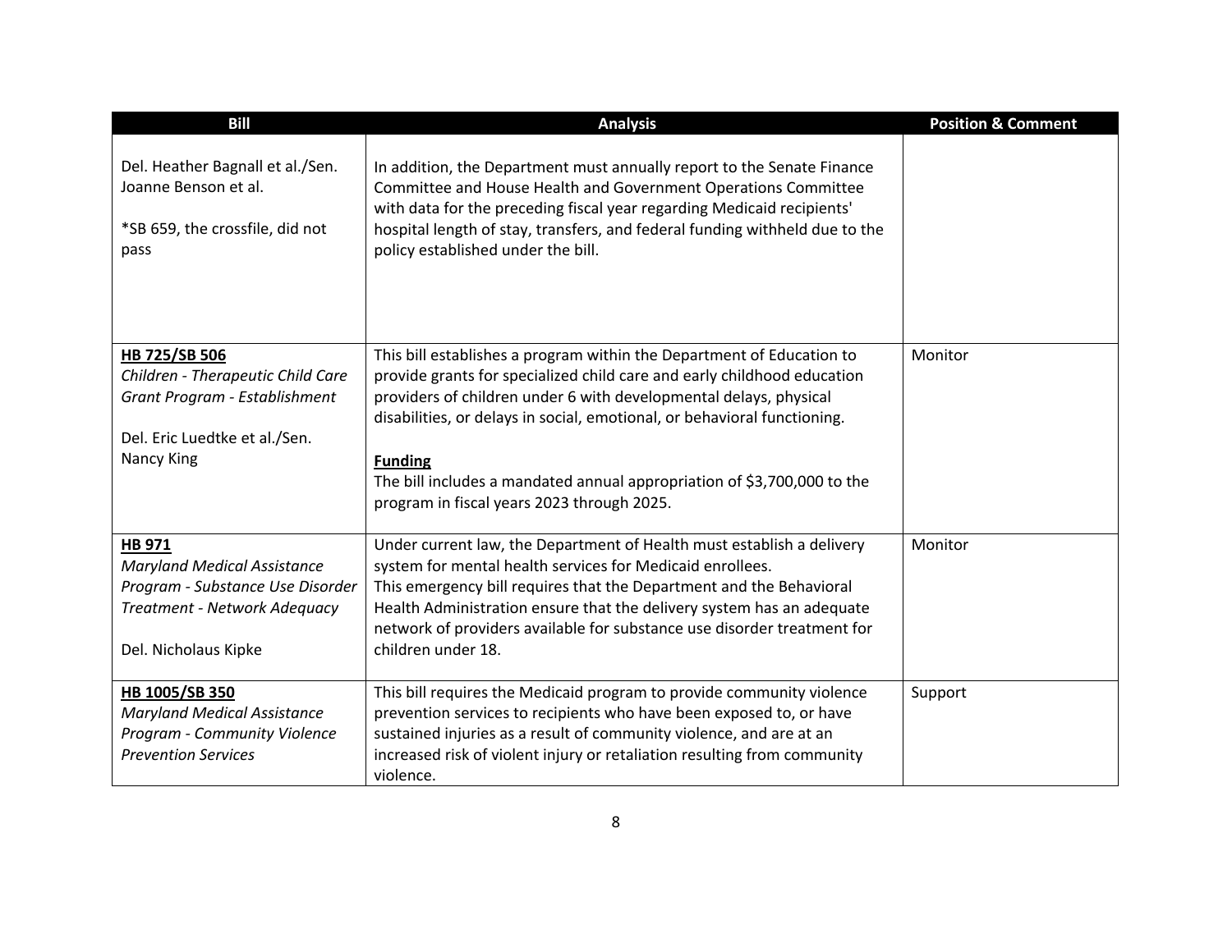| Bill | Analysis | Position & Comment |
|---|---|---|
| Del. Heather Bagnall et al./Sen. Joanne Benson et al.<br><br>*SB 659, the crossfile, did not pass | In addition, the Department must annually report to the Senate Finance Committee and House Health and Government Operations Committee with data for the preceding fiscal year regarding Medicaid recipients' hospital length of stay, transfers, and federal funding withheld due to the policy established under the bill. | |
| **HB 725/SB 506**<br>*Children - Therapeutic Child Care Grant Program - Establishment*<br><br>Del. Eric Luedtke et al./Sen. Nancy King | This bill establishes a program within the Department of Education to provide grants for specialized child care and early childhood education providers of children under 6 with developmental delays, physical disabilities, or delays in social, emotional, or behavioral functioning.<br><br>**Funding**<br>The bill includes a mandated annual appropriation of $3,700,000 to the program in fiscal years 2023 through 2025. | Monitor |
| **HB 971**<br>*Maryland Medical Assistance Program - Substance Use Disorder Treatment - Network Adequacy*<br><br>Del. Nicholaus Kipke | Under current law, the Department of Health must establish a delivery system for mental health services for Medicaid enrollees.<br>This emergency bill requires that the Department and the Behavioral Health Administration ensure that the delivery system has an adequate network of providers available for substance use disorder treatment for children under 18. | Monitor |
| **HB 1005/SB 350**<br>*Maryland Medical Assistance Program - Community Violence Prevention Services* | This bill requires the Medicaid program to provide community violence prevention services to recipients who have been exposed to, or have sustained injuries as a result of community violence, and are at an increased risk of violent injury or retaliation resulting from community violence. | Support |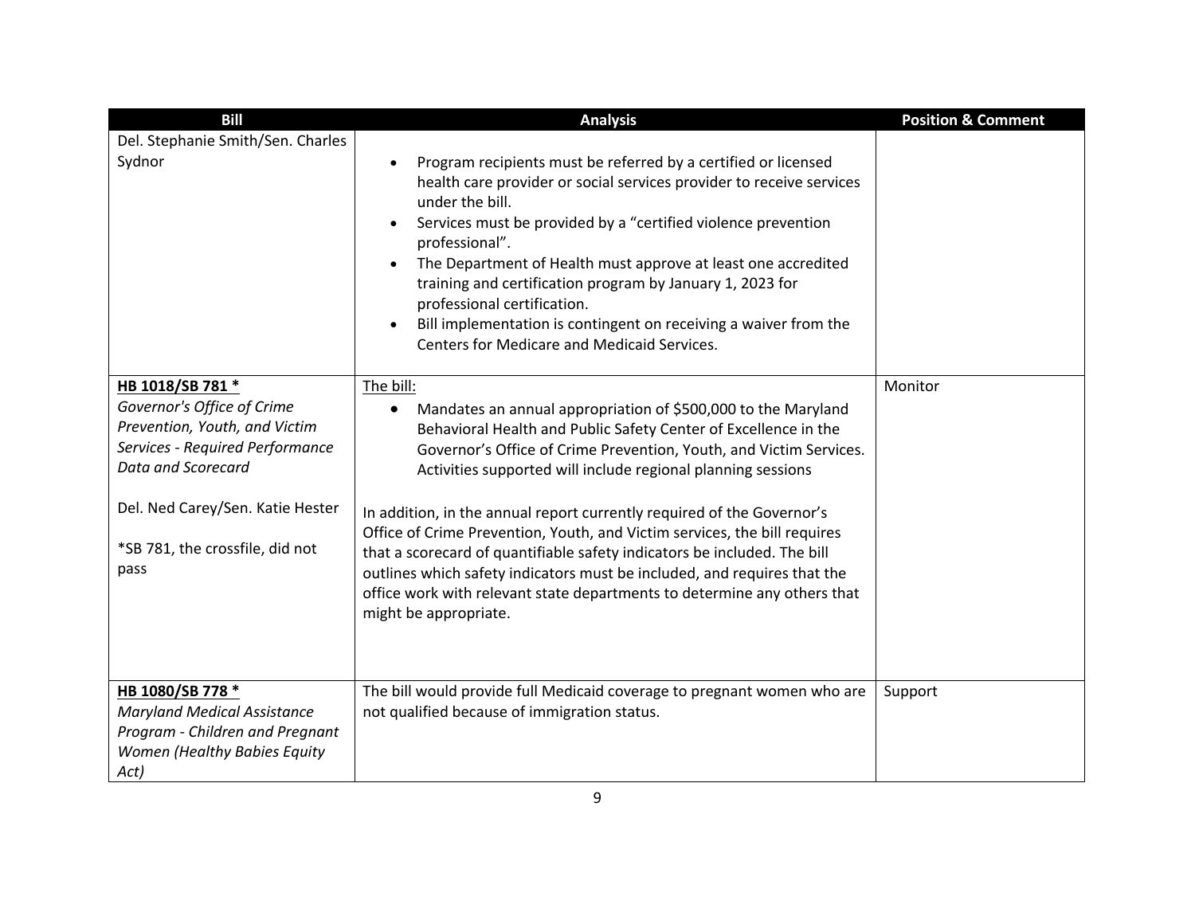| Bill | Analysis | Position & Comment |
| --- | --- | --- |
| Del. Stephanie Smith/Sen. Charles Sydnor | <ul><li>Program recipients must be referred by a certified or licensed health care provider or social services provider to receive services under the bill.</li><li>Services must be provided by a "certified violence prevention professional".</li><li>The Department of Health must approve at least one accredited training and certification program by January 1, 2023 for professional certification.</li><li>Bill implementation is contingent on receiving a waiver from the Centers for Medicare and Medicaid Services.</li></ul> | |
| <u>**HB 1018/SB 781 ***</u><br>*Governor's Office of Crime Prevention, Youth, and Victim Services - Required Performance Data and Scorecard*<br><br>Del. Ned Carey/Sen. Katie Hester<br><br>*SB 781, the crossfile, did not pass | <u>The bill:</u><ul><li>Mandates an annual appropriation of $500,000 to the Maryland Behavioral Health and Public Safety Center of Excellence in the Governor's Office of Crime Prevention, Youth, and Victim Services. Activities supported will include regional planning sessions</li></ul>In addition, in the annual report currently required of the Governor's Office of Crime Prevention, Youth, and Victim services, the bill requires that a scorecard of quantifiable safety indicators be included. The bill outlines which safety indicators must be included, and requires that the office work with relevant state departments to determine any others that might be appropriate. | Monitor |
| <u>**HB 1080/SB 778 ***</u><br>*Maryland Medical Assistance Program - Children and Pregnant Women (Healthy Babies Equity Act)* | The bill would provide full Medicaid coverage to pregnant women who are not qualified because of immigration status. | Support |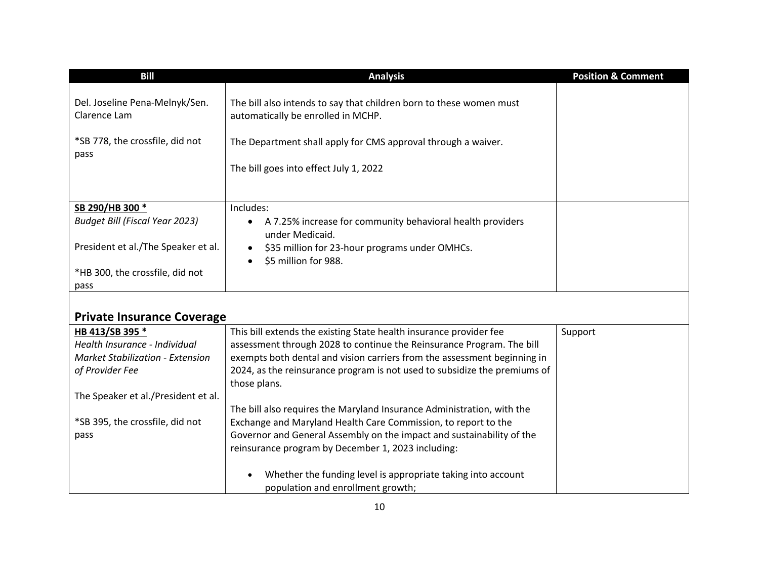| Bill | Analysis | Position & Comment |
|---|---|---|
| Del. Joseline Pena-Melnyk/Sen. Clarence Lam<br><br>*SB 778, the crossfile, did not pass | The bill also intends to say that children born to these women must automatically be enrolled in MCHP.<br><br>The Department shall apply for CMS approval through a waiver.<br><br>The bill goes into effect July 1, 2022 | |
| **SB 290/HB 300 ***<br>*Budget Bill (Fiscal Year 2023)*<br><br>President et al./The Speaker et al.<br><br>*HB 300, the crossfile, did not pass | Includes:<br>• A 7.25% increase for community behavioral health providers under Medicaid.<br>• $35 million for 23-hour programs under OMHCs.<br>• $5 million for 988. | |
| **Private Insurance Coverage** | | |
| **HB 413/SB 395 ***<br>*Health Insurance - Individual Market Stabilization - Extension of Provider Fee*<br><br>The Speaker et al./President et al.<br><br>*SB 395, the crossfile, did not pass | This bill extends the existing State health insurance provider fee assessment through 2028 to continue the Reinsurance Program. The bill exempts both dental and vision carriers from the assessment beginning in 2024, as the reinsurance program is not used to subsidize the premiums of those plans.<br><br>The bill also requires the Maryland Insurance Administration, with the Exchange and Maryland Health Care Commission, to report to the Governor and General Assembly on the impact and sustainability of the reinsurance program by December 1, 2023 including:<br><br>• Whether the funding level is appropriate taking into account population and enrollment growth; | Support |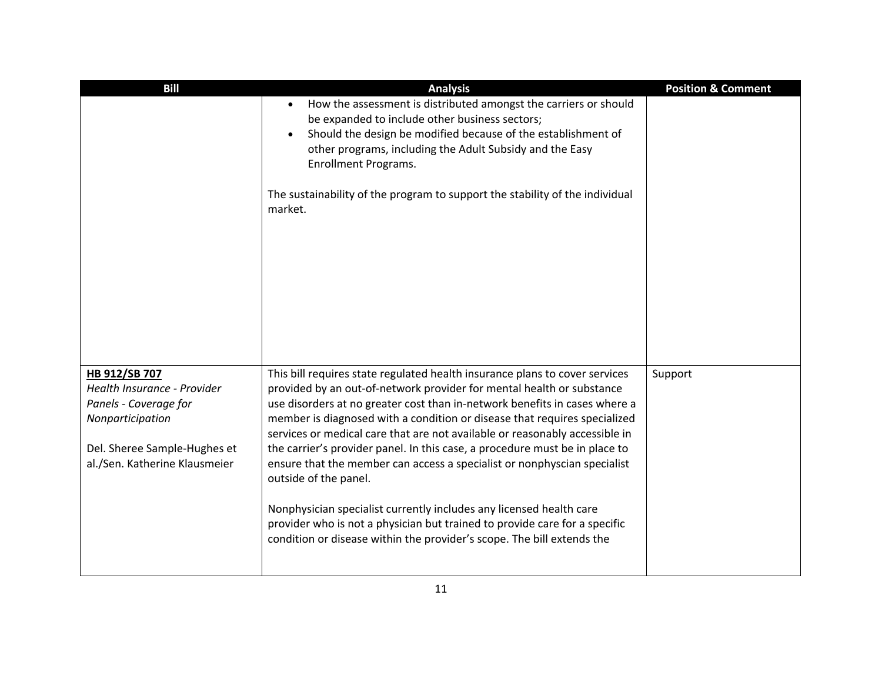| Bill | Analysis | Position & Comment |
|---|---|---|
| | • How the assessment is distributed amongst the carriers or should be expanded to include other business sectors;<br>• Should the design be modified because of the establishment of other programs, including the Adult Subsidy and the Easy Enrollment Programs.<br><br>The sustainability of the program to support the stability of the individual market. | |
| **HB 912/SB 707**<br>*Health Insurance - Provider Panels - Coverage for Nonparticipation*<br><br>Del. Sheree Sample-Hughes et al./Sen. Katherine Klausmeier | This bill requires state regulated health insurance plans to cover services provided by an out-of-network provider for mental health or substance use disorders at no greater cost than in-network benefits in cases where a member is diagnosed with a condition or disease that requires specialized services or medical care that are not available or reasonably accessible in the carrier's provider panel. In this case, a procedure must be in place to ensure that the member can access a specialist or nonphyscian specialist outside of the panel.<br><br>Nonphysician specialist currently includes any licensed health care provider who is not a physician but trained to provide care for a specific condition or disease within the provider's scope. The bill extends the | Support |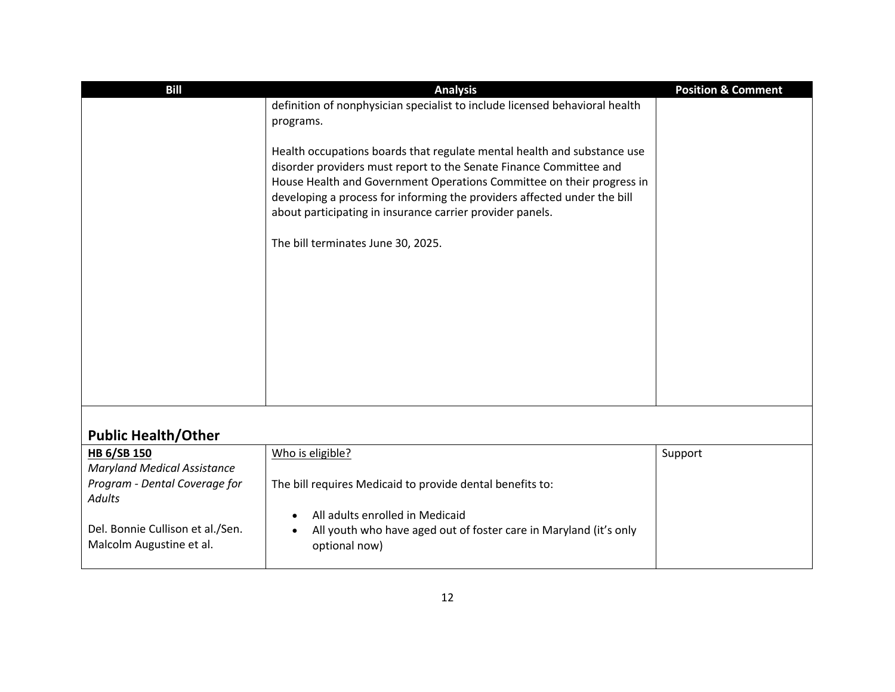| Bill | Analysis | Position & Comment |
|---|---|---|
| | definition of nonphysician specialist to include licensed behavioral health programs.<br><br>Health occupations boards that regulate mental health and substance use disorder providers must report to the Senate Finance Committee and House Health and Government Operations Committee on their progress in developing a process for informing the providers affected under the bill about participating in insurance carrier provider panels.<br><br>The bill terminates June 30, 2025. | |

## Public Health/Other

| Bill | Analysis | Position & Comment |
|---|---|---|
| **HB 6/SB 150**<br>*Maryland Medical Assistance Program - Dental Coverage for Adults*<br><br>Del. Bonnie Cullison et al./Sen. Malcolm Augustine et al. | Who is eligible?<br><br>The bill requires Medicaid to provide dental benefits to:<br><br>• All adults enrolled in Medicaid<br>• All youth who have aged out of foster care in Maryland (it's only optional now) | Support |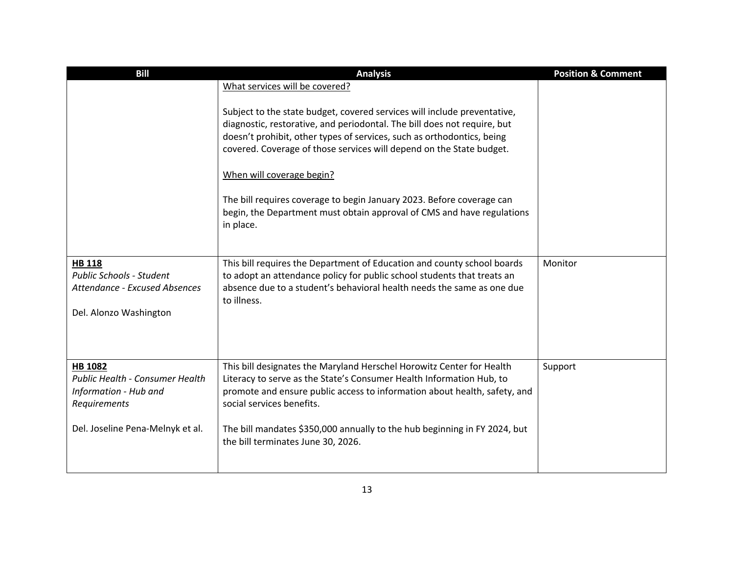| Bill | Analysis | Position & Comment |
|---|---|---|
| | <u>What services will be covered?</u><br><br>Subject to the state budget, covered services will include preventative, diagnostic, restorative, and periodontal. The bill does not require, but doesn't prohibit, other types of services, such as orthodontics, being covered. Coverage of those services will depend on the State budget.<br><br><u>When will coverage begin?</u><br><br>The bill requires coverage to begin January 2023. Before coverage can begin, the Department must obtain approval of CMS and have regulations in place. | |
| **<u>HB 118</u>**<br>*Public Schools - Student Attendance - Excused Absences*<br><br>Del. Alonzo Washington | This bill requires the Department of Education and county school boards to adopt an attendance policy for public school students that treats an absence due to a student's behavioral health needs the same as one due to illness. | Monitor |
| **<u>HB 1082</u>**<br>*Public Health - Consumer Health Information - Hub and Requirements*<br><br>Del. Joseline Pena-Melnyk et al. | This bill designates the Maryland Herschel Horowitz Center for Health Literacy to serve as the State's Consumer Health Information Hub, to promote and ensure public access to information about health, safety, and social services benefits.<br><br>The bill mandates $350,000 annually to the hub beginning in FY 2024, but the bill terminates June 30, 2026. | Support |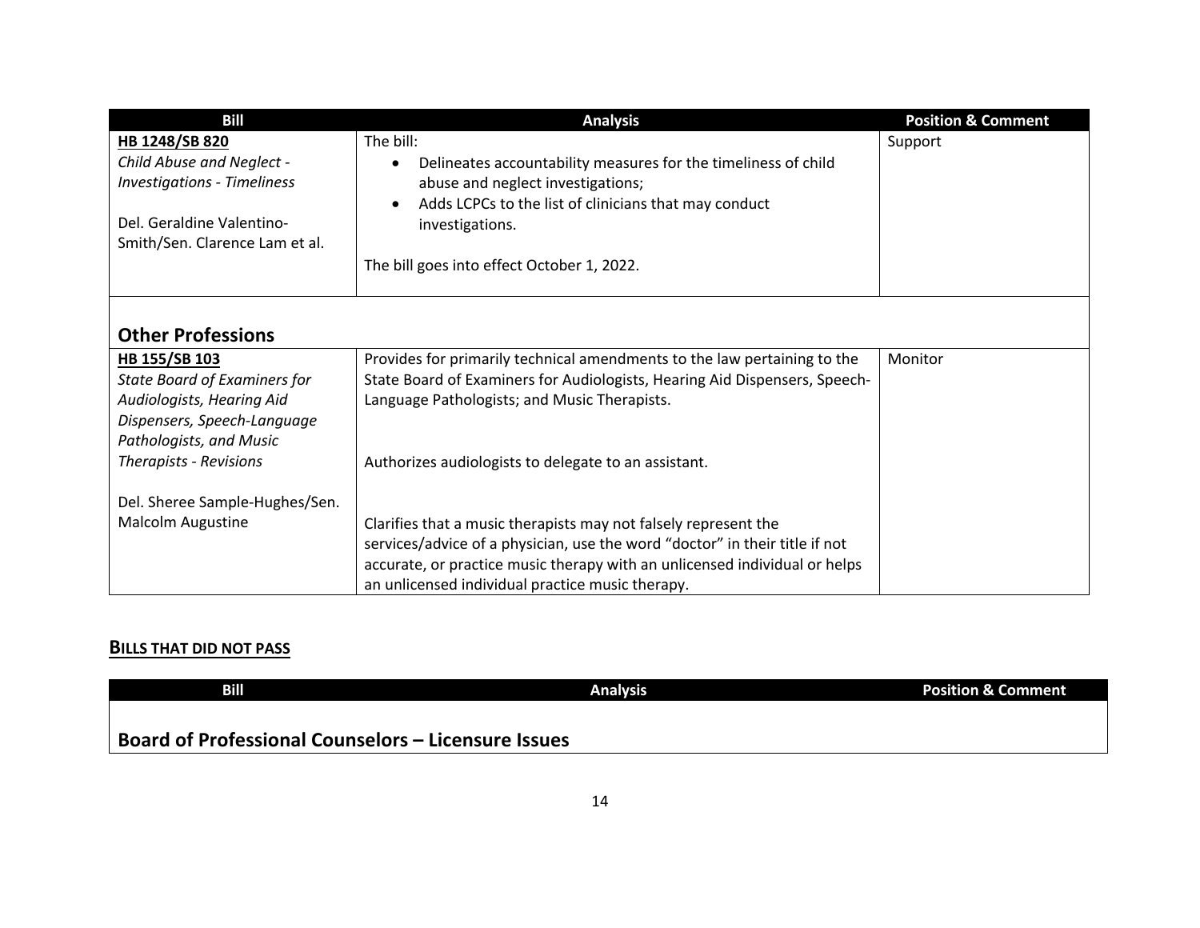| Bill | Analysis | Position & Comment |
|---|---|---|
| **HB 1248/SB 820**<br>*Child Abuse and Neglect - Investigations - Timeliness*<br><br>Del. Geraldine Valentino-Smith/Sen. Clarence Lam et al. | The bill:<br>• Delineates accountability measures for the timeliness of child abuse and neglect investigations;<br>• Adds LCPCs to the list of clinicians that may conduct investigations.<br><br>The bill goes into effect October 1, 2022. | Support |

## Other Professions

| Bill | Analysis | Position & Comment |
|---|---|---|
| **HB 155/SB 103**<br>*State Board of Examiners for Audiologists, Hearing Aid Dispensers, Speech-Language Pathologists, and Music Therapists - Revisions*<br><br>Del. Sheree Sample-Hughes/Sen. Malcolm Augustine | Provides for primarily technical amendments to the law pertaining to the State Board of Examiners for Audiologists, Hearing Aid Dispensers, Speech-Language Pathologists; and Music Therapists.<br><br>Authorizes audiologists to delegate to an assistant.<br><br>Clarifies that a music therapists may not falsely represent the services/advice of a physician, use the word "doctor" in their title if not accurate, or practice music therapy with an unlicensed individual or helps an unlicensed individual practice music therapy. | Monitor |

## BILLS THAT DID NOT PASS

| Bill | Analysis | Position & Comment |
|---|---|---|

## Board of Professional Counselors – Licensure Issues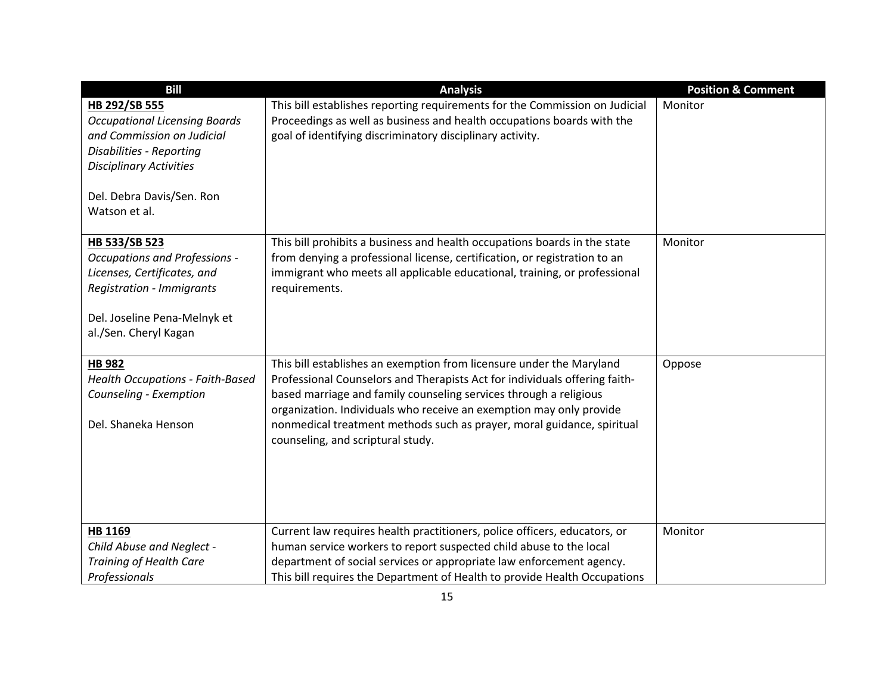| Bill | Analysis | Position & Comment |
| --- | --- | --- |
| **HB 292/SB 555**<br>*Occupational Licensing Boards and Commission on Judicial Disabilities - Reporting Disciplinary Activities*<br><br>Del. Debra Davis/Sen. Ron Watson et al. | This bill establishes reporting requirements for the Commission on Judicial Proceedings as well as business and health occupations boards with the goal of identifying discriminatory disciplinary activity. | Monitor |
| **HB 533/SB 523**<br>*Occupations and Professions - Licenses, Certificates, and Registration - Immigrants*<br><br>Del. Joseline Pena-Melnyk et al./Sen. Cheryl Kagan | This bill prohibits a business and health occupations boards in the state from denying a professional license, certification, or registration to an immigrant who meets all applicable educational, training, or professional requirements. | Monitor |
| **HB 982**<br>*Health Occupations - Faith-Based Counseling - Exemption*<br><br>Del. Shaneka Henson | This bill establishes an exemption from licensure under the Maryland Professional Counselors and Therapists Act for individuals offering faith-based marriage and family counseling services through a religious organization. Individuals who receive an exemption may only provide nonmedical treatment methods such as prayer, moral guidance, spiritual counseling, and scriptural study. | Oppose |
| **HB 1169**<br>*Child Abuse and Neglect - Training of Health Care Professionals* | Current law requires health practitioners, police officers, educators, or human service workers to report suspected child abuse to the local department of social services or appropriate law enforcement agency. This bill requires the Department of Health to provide Health Occupations | Monitor |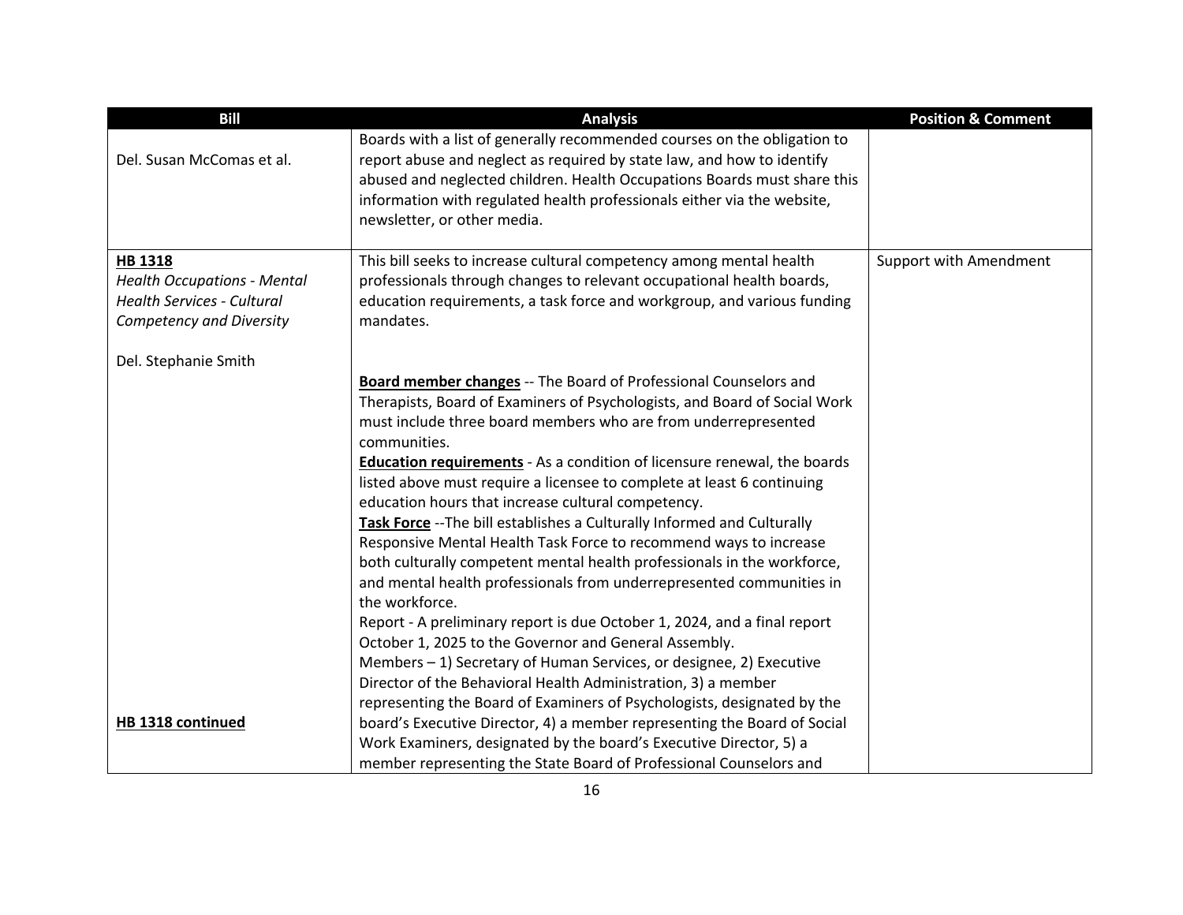| Bill | Analysis | Position & Comment |
|---|---|---|
| Del. Susan McComas et al. | Boards with a list of generally recommended courses on the obligation to report abuse and neglect as required by state law, and how to identify abused and neglected children. Health Occupations Boards must share this information with regulated health professionals either via the website, newsletter, or other media. | |
| **HB 1318**<br>*Health Occupations - Mental Health Services - Cultural Competency and Diversity*<br><br>Del. Stephanie Smith<br><br>**HB 1318 continued** | This bill seeks to increase cultural competency among mental health professionals through changes to relevant occupational health boards, education requirements, a task force and workgroup, and various funding mandates.<br><br>**Board member changes** -- The Board of Professional Counselors and Therapists, Board of Examiners of Psychologists, and Board of Social Work must include three board members who are from underrepresented communities.<br>**Education requirements** - As a condition of licensure renewal, the boards listed above must require a licensee to complete at least 6 continuing education hours that increase cultural competency.<br>**Task Force** --The bill establishes a Culturally Informed and Culturally Responsive Mental Health Task Force to recommend ways to increase both culturally competent mental health professionals in the workforce, and mental health professionals from underrepresented communities in the workforce.<br>Report - A preliminary report is due October 1, 2024, and a final report October 1, 2025 to the Governor and General Assembly.<br>Members – 1) Secretary of Human Services, or designee, 2) Executive Director of the Behavioral Health Administration, 3) a member representing the Board of Examiners of Psychologists, designated by the board's Executive Director, 4) a member representing the Board of Social Work Examiners, designated by the board's Executive Director, 5) a member representing the State Board of Professional Counselors and | Support with Amendment |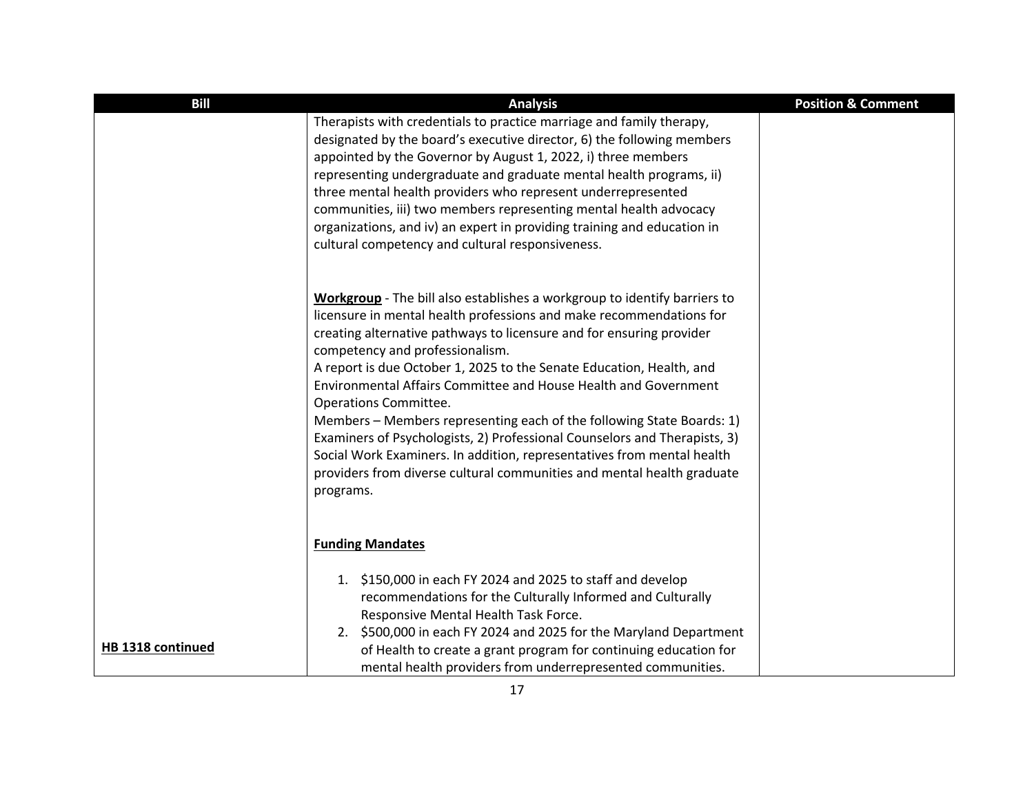| Bill | Analysis | Position & Comment |
|---|---|---|
| **HB 1318 continued** | Therapists with credentials to practice marriage and family therapy, designated by the board's executive director, 6) the following members appointed by the Governor by August 1, 2022, i) three members representing undergraduate and graduate mental health programs, ii) three mental health providers who represent underrepresented communities, iii) two members representing mental health advocacy organizations, and iv) an expert in providing training and education in cultural competency and cultural responsiveness.<br><br>**Workgroup** - The bill also establishes a workgroup to identify barriers to licensure in mental health professions and make recommendations for creating alternative pathways to licensure and for ensuring provider competency and professionalism.<br>A report is due October 1, 2025 to the Senate Education, Health, and Environmental Affairs Committee and House Health and Government Operations Committee.<br>Members – Members representing each of the following State Boards: 1) Examiners of Psychologists, 2) Professional Counselors and Therapists, 3) Social Work Examiners. In addition, representatives from mental health providers from diverse cultural communities and mental health graduate programs.<br><br>**Funding Mandates**<br><br>1. $150,000 in each FY 2024 and 2025 to staff and develop recommendations for the Culturally Informed and Culturally Responsive Mental Health Task Force.<br>2. $500,000 in each FY 2024 and 2025 for the Maryland Department of Health to create a grant program for continuing education for mental health providers from underrepresented communities. | |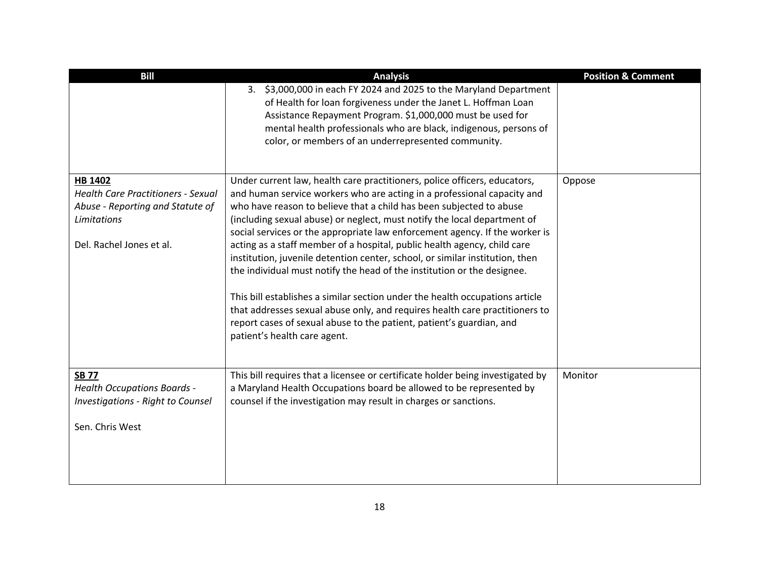| Bill | Analysis | Position & Comment |
|---|---|---|
| | 3. $3,000,000 in each FY 2024 and 2025 to the Maryland Department of Health for loan forgiveness under the Janet L. Hoffman Loan Assistance Repayment Program. $1,000,000 must be used for mental health professionals who are black, indigenous, persons of color, or members of an underrepresented community. | |
| **HB 1402**<br>*Health Care Practitioners - Sexual Abuse - Reporting and Statute of Limitations*<br><br>Del. Rachel Jones et al. | Under current law, health care practitioners, police officers, educators, and human service workers who are acting in a professional capacity and who have reason to believe that a child has been subjected to abuse (including sexual abuse) or neglect, must notify the local department of social services or the appropriate law enforcement agency. If the worker is acting as a staff member of a hospital, public health agency, child care institution, juvenile detention center, school, or similar institution, then the individual must notify the head of the institution or the designee.<br><br>This bill establishes a similar section under the health occupations article that addresses sexual abuse only, and requires health care practitioners to report cases of sexual abuse to the patient, patient's guardian, and patient's health care agent. | Oppose |
| **SB 77**<br>*Health Occupations Boards - Investigations - Right to Counsel*<br><br>Sen. Chris West | This bill requires that a licensee or certificate holder being investigated by a Maryland Health Occupations board be allowed to be represented by counsel if the investigation may result in charges or sanctions. | Monitor |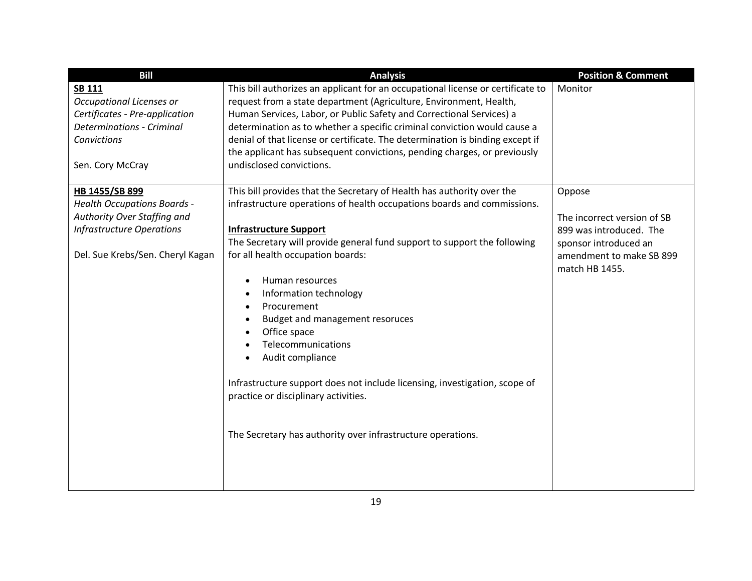| Bill | Analysis | Position & Comment |
|---|---|---|
| **SB 111**<br>*Occupational Licenses or Certificates - Pre-application Determinations - Criminal Convictions*<br><br>Sen. Cory McCray | This bill authorizes an applicant for an occupational license or certificate to request from a state department (Agriculture, Environment, Health, Human Services, Labor, or Public Safety and Correctional Services) a determination as to whether a specific criminal conviction would cause a denial of that license or certificate. The determination is binding except if the applicant has subsequent convictions, pending charges, or previously undisclosed convictions. | Monitor |
| **HB 1455/SB 899**<br>*Health Occupations Boards - Authority Over Staffing and Infrastructure Operations*<br><br>Del. Sue Krebs/Sen. Cheryl Kagan | This bill provides that the Secretary of Health has authority over the infrastructure operations of health occupations boards and commissions.<br><br>**Infrastructure Support**<br>The Secretary will provide general fund support to support the following for all health occupation boards:<br><br>• Human resources<br>• Information technology<br>• Procurement<br>• Budget and management resoruces<br>• Office space<br>• Telecommunications<br>• Audit compliance<br><br>Infrastructure support does not include licensing, investigation, scope of practice or disciplinary activities.<br><br>The Secretary has authority over infrastructure operations. | Oppose<br><br>The incorrect version of SB 899 was introduced. The sponsor introduced an amendment to make SB 899 match HB 1455. |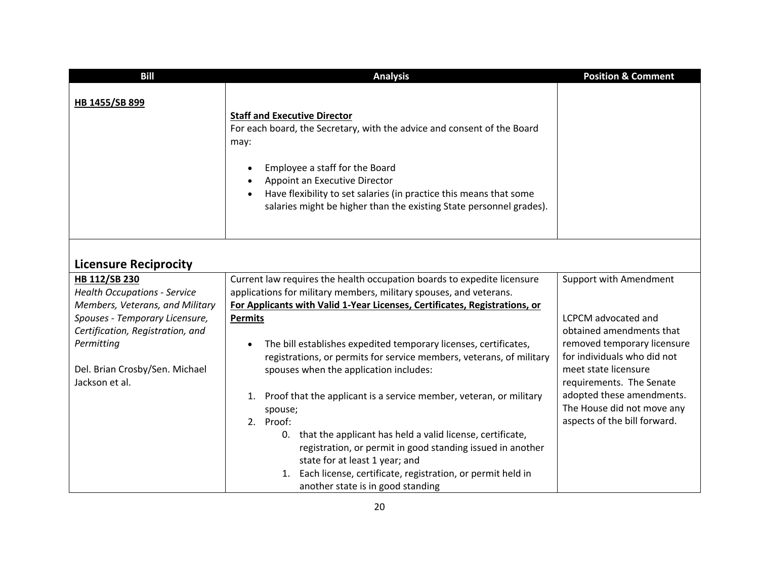| Bill | Analysis | Position & Comment |
|---|---|---|
| **HB 1455/SB 899** | **Staff and Executive Director**<br>For each board, the Secretary, with the advice and consent of the Board may:<br><br>• Employee a staff for the Board<br>• Appoint an Executive Director<br>• Have flexibility to set salaries (in practice this means that some salaries might be higher than the existing State personnel grades). | |

## Licensure Reciprocity

| Bill | Analysis | Position & Comment |
|---|---|---|
| **HB 112/SB 230**<br>*Health Occupations - Service Members, Veterans, and Military Spouses - Temporary Licensure, Certification, Registration, and Permitting*<br><br>Del. Brian Crosby/Sen. Michael Jackson et al. | Current law requires the health occupation boards to expedite licensure applications for military members, military spouses, and veterans.<br>**For Applicants with Valid 1-Year Licenses, Certificates, Registrations, or Permits**<br><br>• The bill establishes expedited temporary licenses, certificates, registrations, or permits for service members, veterans, of military spouses when the application includes:<br><br>1. Proof that the applicant is a service member, veteran, or military spouse;<br>2. Proof:<br>    0. that the applicant has held a valid license, certificate, registration, or permit in good standing issued in another state for at least 1 year; and<br>    1. Each license, certificate, registration, or permit held in another state is in good standing | Support with Amendment<br><br>LCPCM advocated and obtained amendments that removed temporary licensure for individuals who did not meet state licensure requirements. The Senate adopted these amendments. The House did not move any aspects of the bill forward. |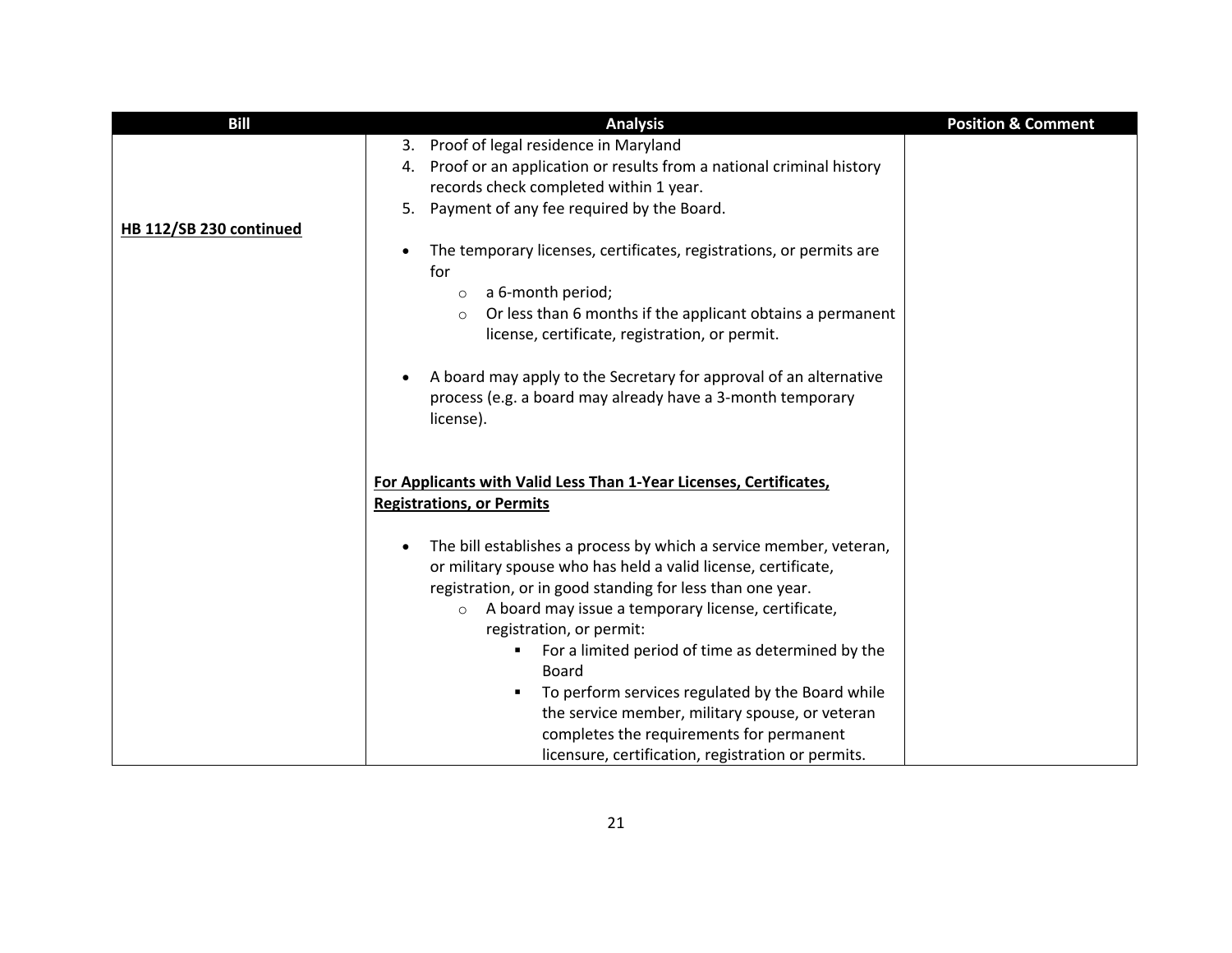| Bill | Analysis | Position & Comment |
|---|---|---|
| **HB 112/SB 230 continued** | 3. Proof of legal residence in Maryland<br>4. Proof or an application or results from a national criminal history records check completed within 1 year.<br>5. Payment of any fee required by the Board.<br><br>• The temporary licenses, certificates, registrations, or permits are for<br>  ○ a 6-month period;<br>  ○ Or less than 6 months if the applicant obtains a permanent license, certificate, registration, or permit.<br><br>• A board may apply to the Secretary for approval of an alternative process (e.g. a board may already have a 3-month temporary license).<br><br>**For Applicants with Valid Less Than 1-Year Licenses, Certificates, Registrations, or Permits**<br><br>• The bill establishes a process by which a service member, veteran, or military spouse who has held a valid license, certificate, registration, or in good standing for less than one year.<br>  ○ A board may issue a temporary license, certificate, registration, or permit:<br>    ▪ For a limited period of time as determined by the Board<br>    ▪ To perform services regulated by the Board while the service member, military spouse, or veteran completes the requirements for permanent licensure, certification, registration or permits. | |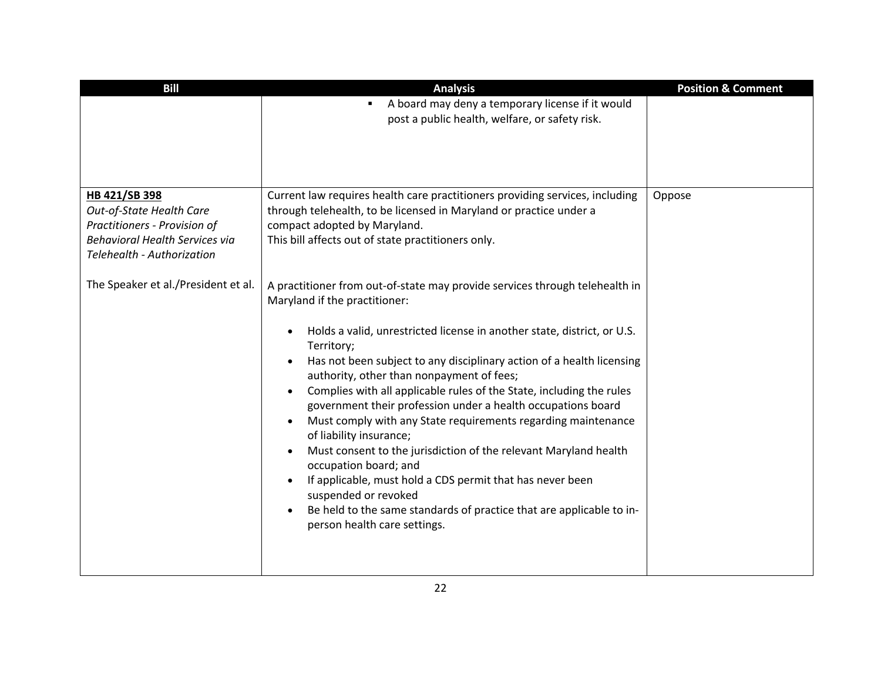| Bill | Analysis | Position & Comment |
|---|---|---|
| | ▪ A board may deny a temporary license if it would post a public health, welfare, or safety risk. | |
| **HB 421/SB 398**<br>*Out-of-State Health Care Practitioners - Provision of Behavioral Health Services via Telehealth - Authorization*<br><br>The Speaker et al./President et al. | Current law requires health care practitioners providing services, including through telehealth, to be licensed in Maryland or practice under a compact adopted by Maryland.<br>This bill affects out of state practitioners only.<br><br>A practitioner from out-of-state may provide services through telehealth in Maryland if the practitioner:<br><br>• Holds a valid, unrestricted license in another state, district, or U.S. Territory;<br>• Has not been subject to any disciplinary action of a health licensing authority, other than nonpayment of fees;<br>• Complies with all applicable rules of the State, including the rules government their profession under a health occupations board<br>• Must comply with any State requirements regarding maintenance of liability insurance;<br>• Must consent to the jurisdiction of the relevant Maryland health occupation board; and<br>• If applicable, must hold a CDS permit that has never been suspended or revoked<br>• Be held to the same standards of practice that are applicable to in-person health care settings. | Oppose |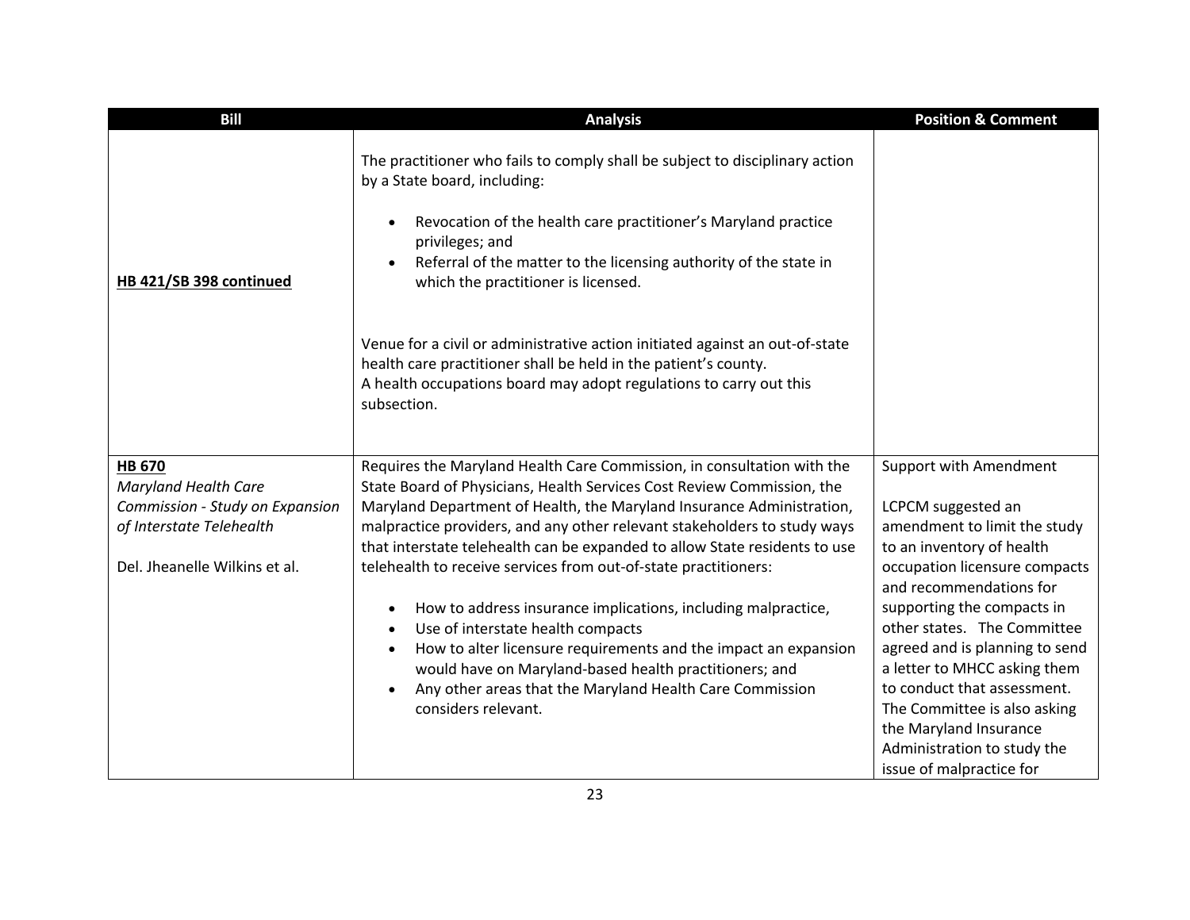| Bill | Analysis | Position & Comment |
|---|---|---|
| **HB 421/SB 398 continued** | The practitioner who fails to comply shall be subject to disciplinary action by a State board, including:<br><br>• Revocation of the health care practitioner's Maryland practice privileges; and<br>• Referral of the matter to the licensing authority of the state in which the practitioner is licensed.<br><br>Venue for a civil or administrative action initiated against an out-of-state health care practitioner shall be held in the patient's county.<br>A health occupations board may adopt regulations to carry out this subsection. | |
| **HB 670**<br>*Maryland Health Care Commission - Study on Expansion of Interstate Telehealth*<br><br>Del. Jheanelle Wilkins et al. | Requires the Maryland Health Care Commission, in consultation with the State Board of Physicians, Health Services Cost Review Commission, the Maryland Department of Health, the Maryland Insurance Administration, malpractice providers, and any other relevant stakeholders to study ways that interstate telehealth can be expanded to allow State residents to use telehealth to receive services from out-of-state practitioners:<br><br>• How to address insurance implications, including malpractice,<br>• Use of interstate health compacts<br>• How to alter licensure requirements and the impact an expansion would have on Maryland-based health practitioners; and<br>• Any other areas that the Maryland Health Care Commission considers relevant. | Support with Amendment<br><br>LCPCM suggested an amendment to limit the study to an inventory of health occupation licensure compacts and recommendations for supporting the compacts in other states. The Committee agreed and is planning to send a letter to MHCC asking them to conduct that assessment. The Committee is also asking the Maryland Insurance Administration to study the issue of malpractice for |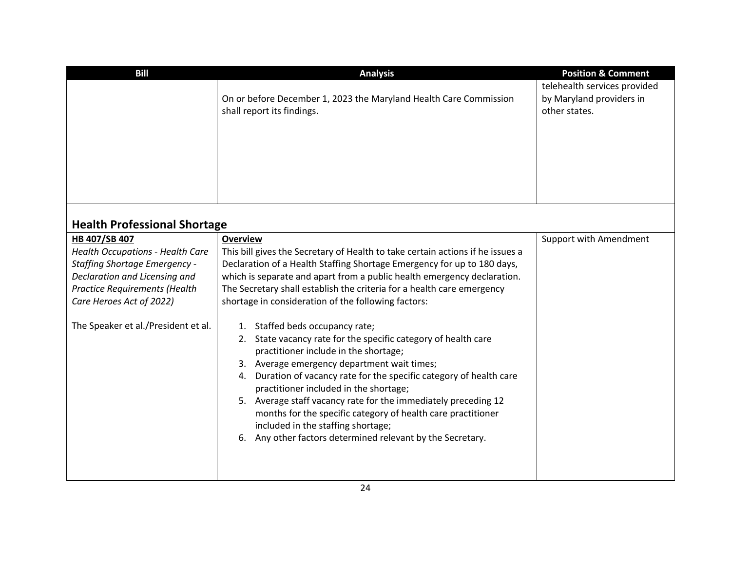| Bill | Analysis | Position & Comment |
|---|---|---|
| | On or before December 1, 2023 the Maryland Health Care Commission shall report its findings. | telehealth services provided by Maryland providers in other states. |

## Health Professional Shortage

| Bill | Analysis | Position & Comment |
|---|---|---|
| **HB 407/SB 407**<br>*Health Occupations - Health Care Staffing Shortage Emergency - Declaration and Licensing and Practice Requirements (Health Care Heroes Act of 2022)*<br><br>The Speaker et al./President et al. | **Overview**<br>This bill gives the Secretary of Health to take certain actions if he issues a Declaration of a Health Staffing Shortage Emergency for up to 180 days, which is separate and apart from a public health emergency declaration. The Secretary shall establish the criteria for a health care emergency shortage in consideration of the following factors:<br><br>1. Staffed beds occupancy rate;<br>2. State vacancy rate for the specific category of health care practitioner include in the shortage;<br>3. Average emergency department wait times;<br>4. Duration of vacancy rate for the specific category of health care practitioner included in the shortage;<br>5. Average staff vacancy rate for the immediately preceding 12 months for the specific category of health care practitioner included in the staffing shortage;<br>6. Any other factors determined relevant by the Secretary. | Support with Amendment |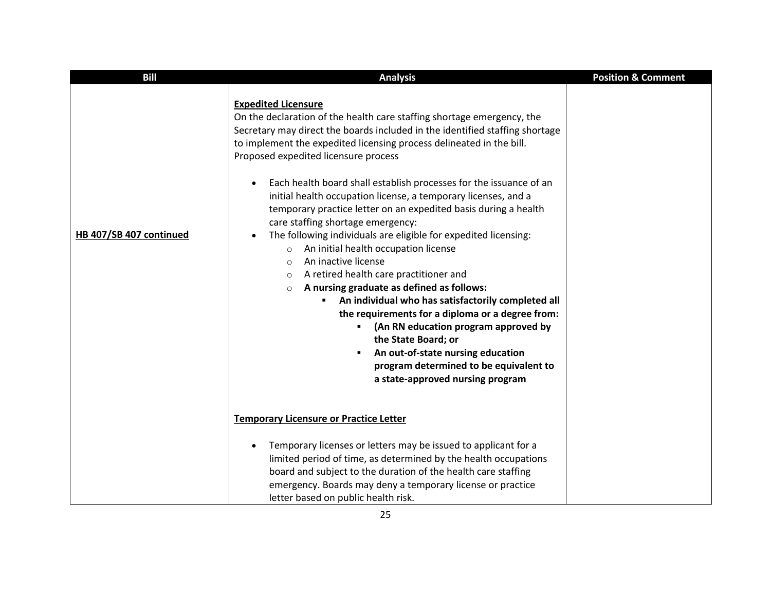| Bill | Analysis | Position & Comment |
|---|---|---|
| **HB 407/SB 407 continued** | **Expedited Licensure**<br>On the declaration of the health care staffing shortage emergency, the Secretary may direct the boards included in the identified staffing shortage to implement the expedited licensing process delineated in the bill. Proposed expedited licensure process<br><br>• Each health board shall establish processes for the issuance of an initial health occupation license, a temporary licenses, and a temporary practice letter on an expedited basis during a health care staffing shortage emergency:<br>• The following individuals are eligible for expedited licensing:<br>&nbsp;&nbsp;&nbsp;&nbsp;○ An initial health occupation license<br>&nbsp;&nbsp;&nbsp;&nbsp;○ An inactive license<br>&nbsp;&nbsp;&nbsp;&nbsp;○ A retired health care practitioner and<br>&nbsp;&nbsp;&nbsp;&nbsp;○ **A nursing graduate as defined as follows:**<br>&nbsp;&nbsp;&nbsp;&nbsp;&nbsp;&nbsp;&nbsp;&nbsp;▪ **An individual who has satisfactorily completed all the requirements for a diploma or a degree from:**<br>&nbsp;&nbsp;&nbsp;&nbsp;&nbsp;&nbsp;&nbsp;&nbsp;&nbsp;&nbsp;&nbsp;&nbsp;▪ **(An RN education program approved by the State Board; or**<br>&nbsp;&nbsp;&nbsp;&nbsp;&nbsp;&nbsp;&nbsp;&nbsp;&nbsp;&nbsp;&nbsp;&nbsp;▪ **An out-of-state nursing education program determined to be equivalent to a state-approved nursing program**<br><br>**Temporary Licensure or Practice Letter**<br><br>• Temporary licenses or letters may be issued to applicant for a limited period of time, as determined by the health occupations board and subject to the duration of the health care staffing emergency. Boards may deny a temporary license or practice letter based on public health risk. | |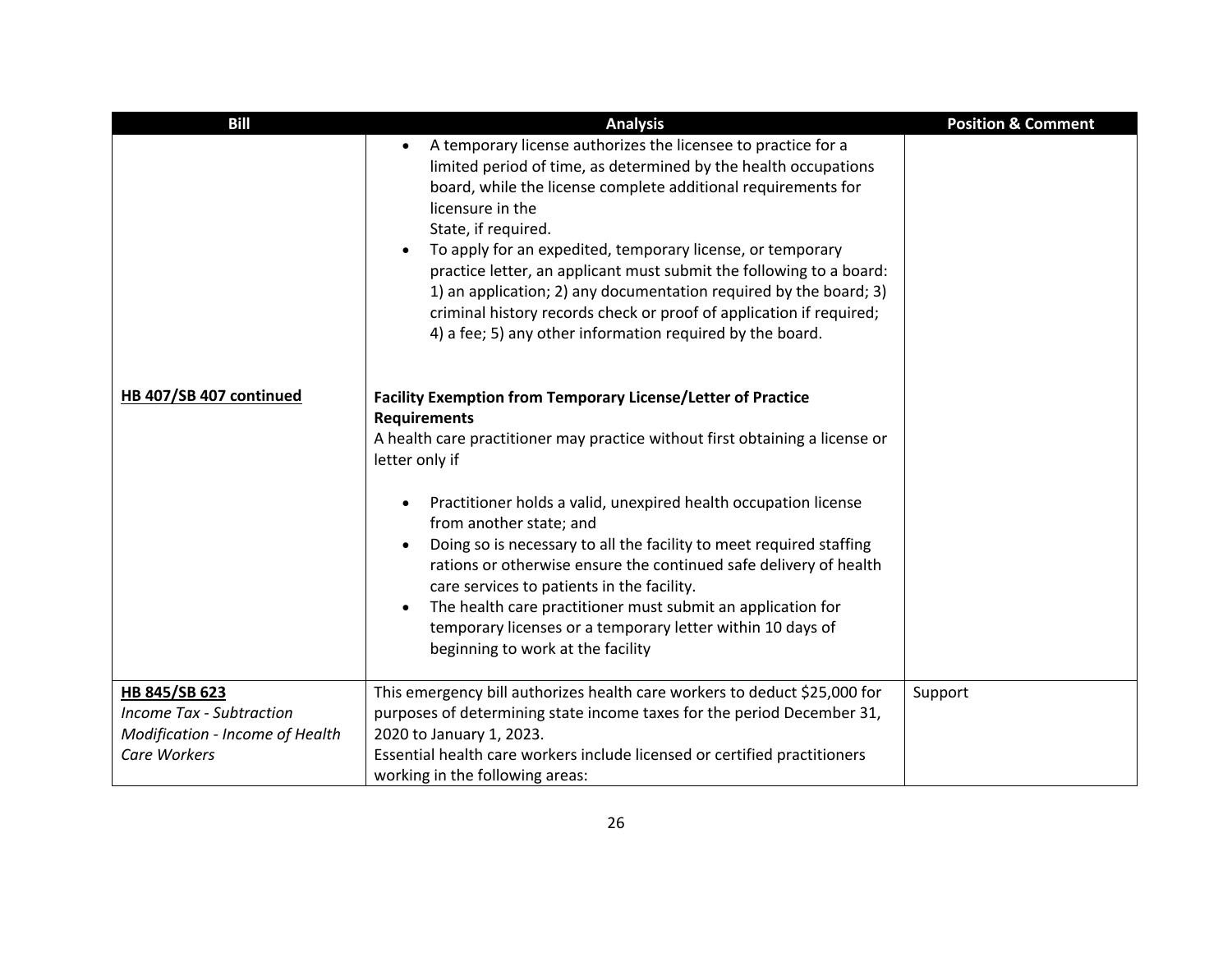| Bill | Analysis | Position & Comment |
|---|---|---|
| | • A temporary license authorizes the licensee to practice for a limited period of time, as determined by the health occupations board, while the license complete additional requirements for licensure in the State, if required.<br>• To apply for an expedited, temporary license, or temporary practice letter, an applicant must submit the following to a board: 1) an application; 2) any documentation required by the board; 3) criminal history records check or proof of application if required; 4) a fee; 5) any other information required by the board. | |
| **HB 407/SB 407 continued** | **Facility Exemption from Temporary License/Letter of Practice Requirements**<br>A health care practitioner may practice without first obtaining a license or letter only if<br>• Practitioner holds a valid, unexpired health occupation license from another state; and<br>• Doing so is necessary to all the facility to meet required staffing rations or otherwise ensure the continued safe delivery of health care services to patients in the facility.<br>• The health care practitioner must submit an application for temporary licenses or a temporary letter within 10 days of beginning to work at the facility | |
| **HB 845/SB 623**<br>*Income Tax - Subtraction Modification - Income of Health Care Workers* | This emergency bill authorizes health care workers to deduct $25,000 for purposes of determining state income taxes for the period December 31, 2020 to January 1, 2023.<br>Essential health care workers include licensed or certified practitioners working in the following areas: | Support |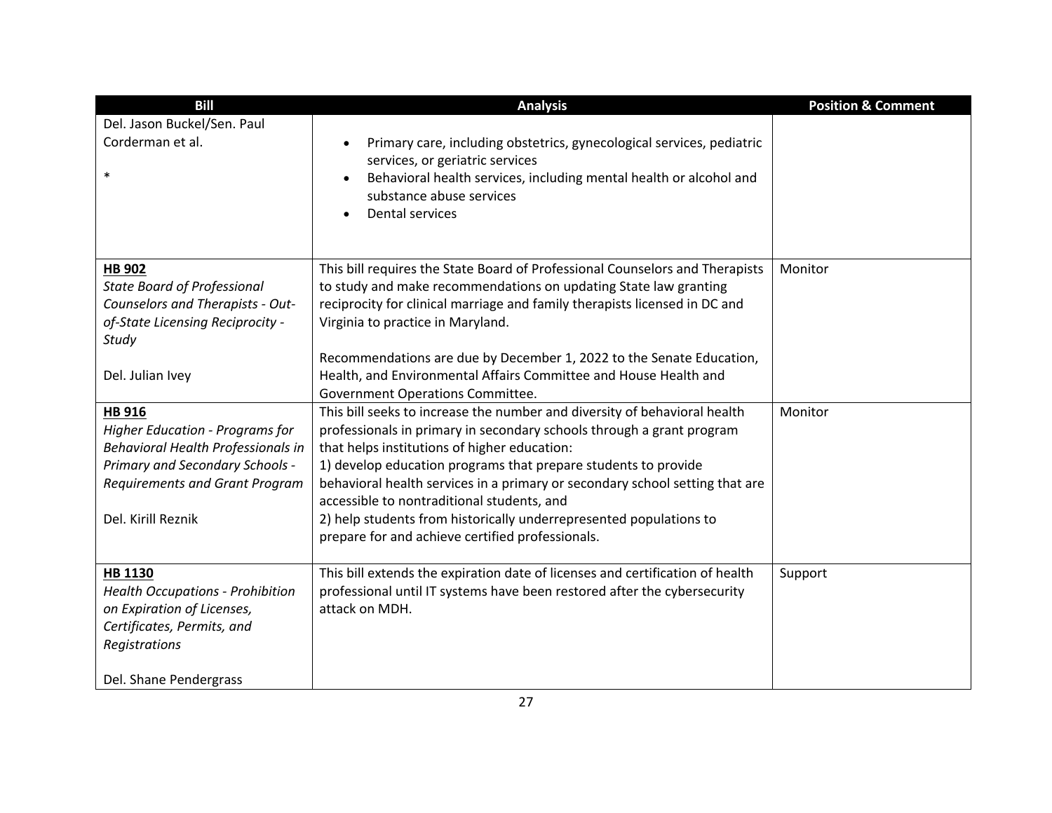| Bill | Analysis | Position & Comment |
| --- | --- | --- |
| Del. Jason Buckel/Sen. Paul Corderman et al.<br><br>* | • Primary care, including obstetrics, gynecological services, pediatric services, or geriatric services<br>• Behavioral health services, including mental health or alcohol and substance abuse services<br>• Dental services | |
| **HB 902**<br>*State Board of Professional Counselors and Therapists - Out-of-State Licensing Reciprocity - Study*<br><br>Del. Julian Ivey | This bill requires the State Board of Professional Counselors and Therapists to study and make recommendations on updating State law granting reciprocity for clinical marriage and family therapists licensed in DC and Virginia to practice in Maryland.<br><br>Recommendations are due by December 1, 2022 to the Senate Education, Health, and Environmental Affairs Committee and House Health and Government Operations Committee. | Monitor |
| **HB 916**<br>*Higher Education - Programs for Behavioral Health Professionals in Primary and Secondary Schools - Requirements and Grant Program*<br><br>Del. Kirill Reznik | This bill seeks to increase the number and diversity of behavioral health professionals in primary in secondary schools through a grant program that helps institutions of higher education:<br>1) develop education programs that prepare students to provide behavioral health services in a primary or secondary school setting that are accessible to nontraditional students, and<br>2) help students from historically underrepresented populations to prepare for and achieve certified professionals. | Monitor |
| **HB 1130**<br>*Health Occupations - Prohibition on Expiration of Licenses, Certificates, Permits, and Registrations*<br><br>Del. Shane Pendergrass | This bill extends the expiration date of licenses and certification of health professional until IT systems have been restored after the cybersecurity attack on MDH. | Support |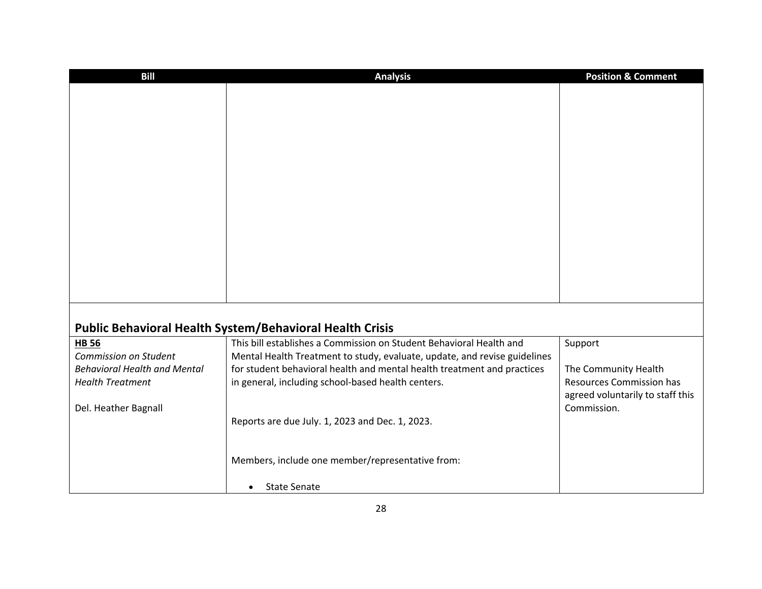| Bill | Analysis | Position & Comment |
|---|---|---|
| | | |

## Public Behavioral Health System/Behavioral Health Crisis

| Bill | Analysis | Position & Comment |
|---|---|---|
| **HB 56**<br>*Commission on Student Behavioral Health and Mental Health Treatment*<br><br>Del. Heather Bagnall | This bill establishes a Commission on Student Behavioral Health and Mental Health Treatment to study, evaluate, update, and revise guidelines for student behavioral health and mental health treatment and practices in general, including school-based health centers.<br><br>Reports are due July. 1, 2023 and Dec. 1, 2023.<br><br>Members, include one member/representative from:<br><br>• State Senate | Support<br><br>The Community Health Resources Commission has agreed voluntarily to staff this Commission. |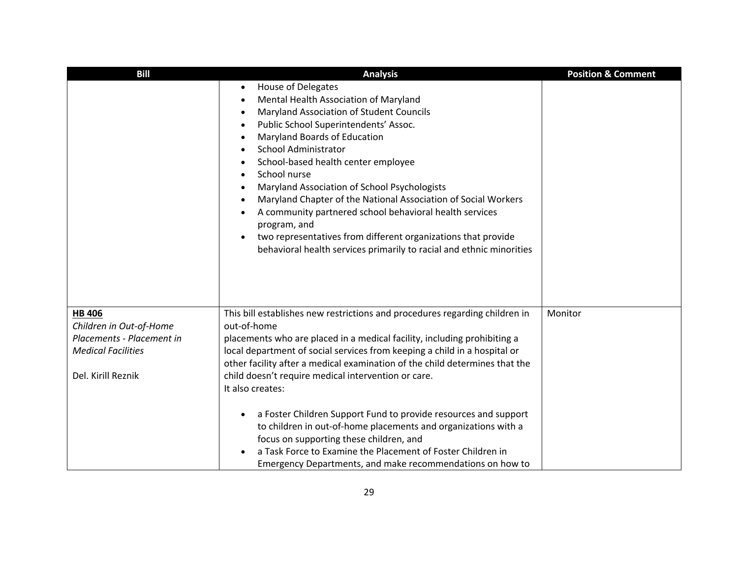| Bill | Analysis | Position & Comment |
|---|---|---|
| | <ul><li>House of Delegates</li><li>Mental Health Association of Maryland</li><li>Maryland Association of Student Councils</li><li>Public School Superintendents' Assoc.</li><li>Maryland Boards of Education</li><li>School Administrator</li><li>School-based health center employee</li><li>School nurse</li><li>Maryland Association of School Psychologists</li><li>Maryland Chapter of the National Association of Social Workers</li><li>A community partnered school behavioral health services program, and</li><li>two representatives from different organizations that provide behavioral health services primarily to racial and ethnic minorities</li></ul> | |
| **HB 406**<br>*Children in Out-of-Home Placements - Placement in Medical Facilities*<br><br>Del. Kirill Reznik | This bill establishes new restrictions and procedures regarding children in out-of-home<br>placements who are placed in a medical facility, including prohibiting a local department of social services from keeping a child in a hospital or other facility after a medical examination of the child determines that the child doesn't require medical intervention or care.<br>It also creates:<br><ul><li>a Foster Children Support Fund to provide resources and support to children in out-of-home placements and organizations with a focus on supporting these children, and</li><li>a Task Force to Examine the Placement of Foster Children in Emergency Departments, and make recommendations on how to</li></ul> | Monitor |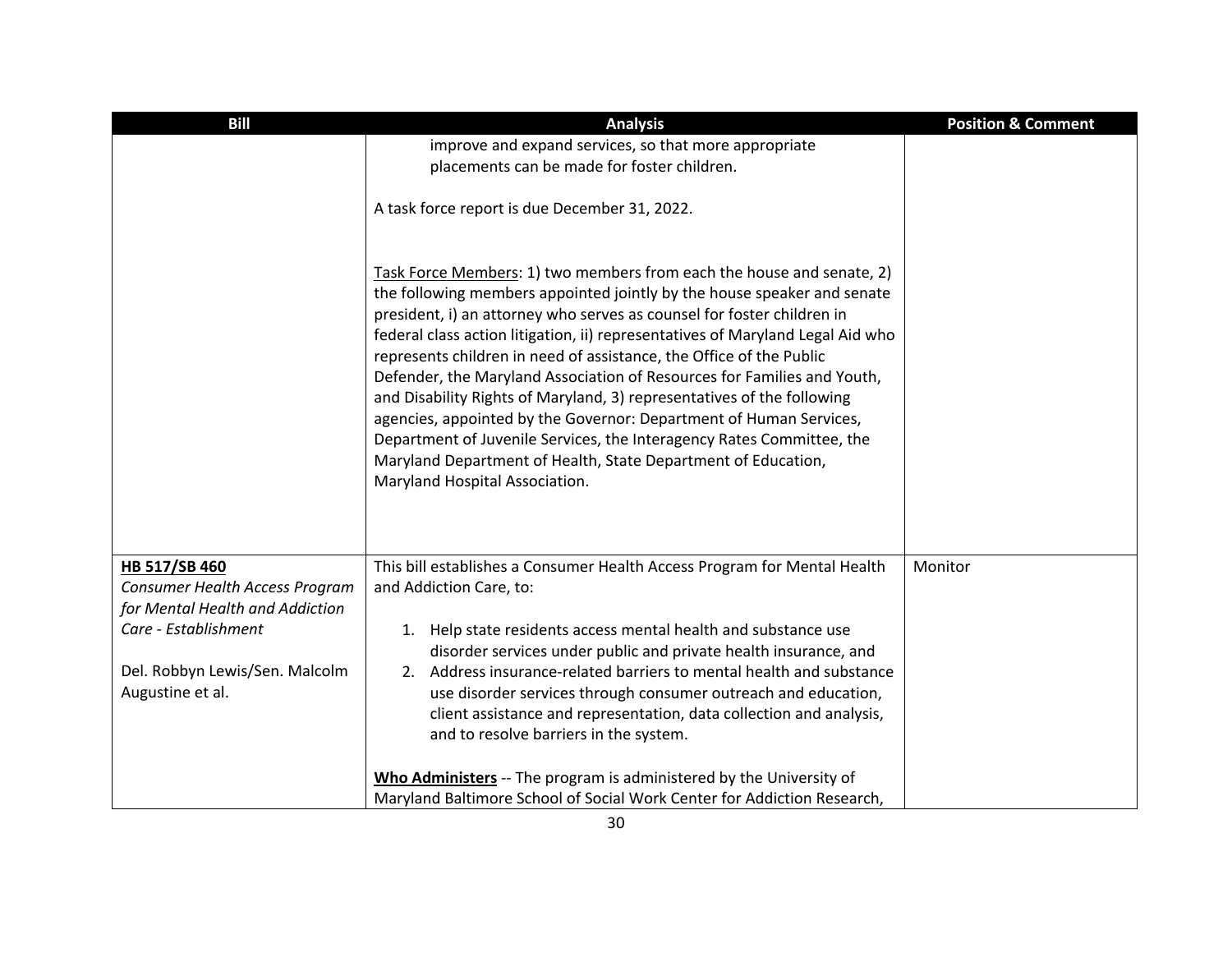| Bill | Analysis | Position & Comment |
|---|---|---|
| | improve and expand services, so that more appropriate placements can be made for foster children.<br><br>A task force report is due December 31, 2022.<br><br>Task Force Members: 1) two members from each the house and senate, 2) the following members appointed jointly by the house speaker and senate president, i) an attorney who serves as counsel for foster children in federal class action litigation, ii) representatives of Maryland Legal Aid who represents children in need of assistance, the Office of the Public Defender, the Maryland Association of Resources for Families and Youth, and Disability Rights of Maryland, 3) representatives of the following agencies, appointed by the Governor: Department of Human Services, Department of Juvenile Services, the Interagency Rates Committee, the Maryland Department of Health, State Department of Education, Maryland Hospital Association. | |
| **HB 517/SB 460**<br>*Consumer Health Access Program for Mental Health and Addiction Care - Establishment*<br><br>Del. Robbyn Lewis/Sen. Malcolm Augustine et al. | This bill establishes a Consumer Health Access Program for Mental Health and Addiction Care, to:<br><br>1. Help state residents access mental health and substance use disorder services under public and private health insurance, and<br>2. Address insurance-related barriers to mental health and substance use disorder services through consumer outreach and education, client assistance and representation, data collection and analysis, and to resolve barriers in the system.<br><br>**Who Administers** -- The program is administered by the University of Maryland Baltimore School of Social Work Center for Addiction Research, | Monitor |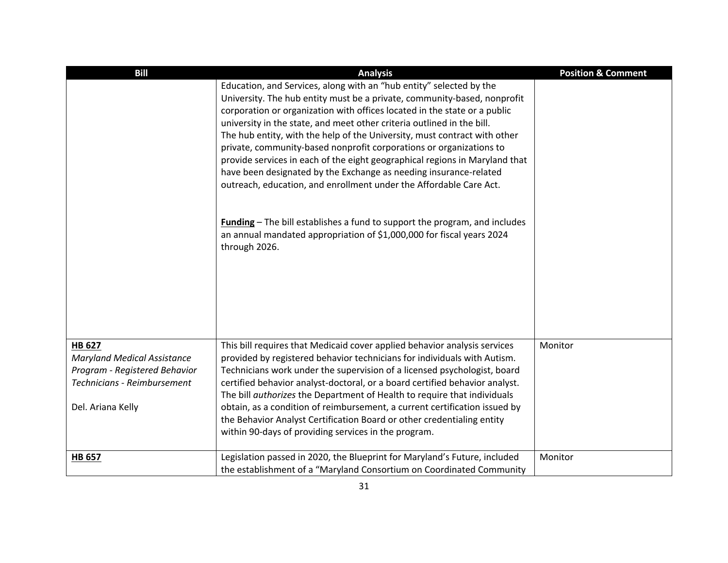| Bill | Analysis | Position & Comment |
|---|---|---|
| | Education, and Services, along with an "hub entity" selected by the University. The hub entity must be a private, community-based, nonprofit corporation or organization with offices located in the state or a public university in the state, and meet other criteria outlined in the bill.<br>The hub entity, with the help of the University, must contract with other private, community-based nonprofit corporations or organizations to provide services in each of the eight geographical regions in Maryland that have been designated by the Exchange as needing insurance-related outreach, education, and enrollment under the Affordable Care Act.<br><br>**<u>Funding</u>** – The bill establishes a fund to support the program, and includes an annual mandated appropriation of $1,000,000 for fiscal years 2024 through 2026. | |
| **<u>HB 627</u>**<br>*Maryland Medical Assistance Program - Registered Behavior Technicians - Reimbursement*<br><br>Del. Ariana Kelly | This bill requires that Medicaid cover applied behavior analysis services provided by registered behavior technicians for individuals with Autism. Technicians work under the supervision of a licensed psychologist, board certified behavior analyst-doctoral, or a board certified behavior analyst. The bill *authorizes* the Department of Health to require that individuals obtain, as a condition of reimbursement, a current certification issued by the Behavior Analyst Certification Board or other credentialing entity within 90-days of providing services in the program. | Monitor |
| **<u>HB 657</u>** | Legislation passed in 2020, the Blueprint for Maryland's Future, included the establishment of a "Maryland Consortium on Coordinated Community | Monitor |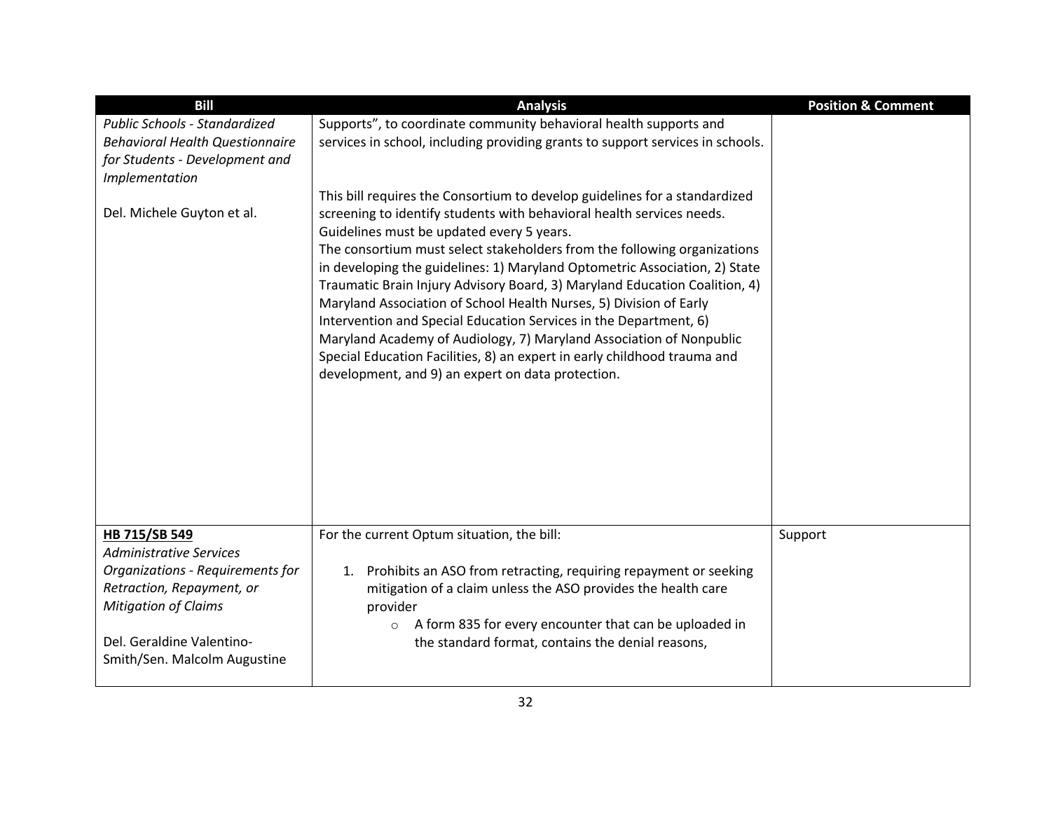| Bill | Analysis | Position & Comment |
|---|---|---|
| *Public Schools - Standardized Behavioral Health Questionnaire for Students - Development and Implementation*<br><br>Del. Michele Guyton et al. | Supports", to coordinate community behavioral health supports and services in school, including providing grants to support services in schools.<br><br>This bill requires the Consortium to develop guidelines for a standardized screening to identify students with behavioral health services needs. Guidelines must be updated every 5 years.<br>The consortium must select stakeholders from the following organizations in developing the guidelines: 1) Maryland Optometric Association, 2) State Traumatic Brain Injury Advisory Board, 3) Maryland Education Coalition, 4) Maryland Association of School Health Nurses, 5) Division of Early Intervention and Special Education Services in the Department, 6) Maryland Academy of Audiology, 7) Maryland Association of Nonpublic Special Education Facilities, 8) an expert in early childhood trauma and development, and 9) an expert on data protection. | |
| **<u>HB 715/SB 549</u>**<br>*Administrative Services Organizations - Requirements for Retraction, Repayment, or Mitigation of Claims*<br><br>Del. Geraldine Valentino-Smith/Sen. Malcolm Augustine | For the current Optum situation, the bill:<br><br>1. Prohibits an ASO from retracting, requiring repayment or seeking mitigation of a claim unless the ASO provides the health care provider<br>&nbsp;&nbsp;&nbsp;&nbsp;○ A form 835 for every encounter that can be uploaded in the standard format, contains the denial reasons, | Support |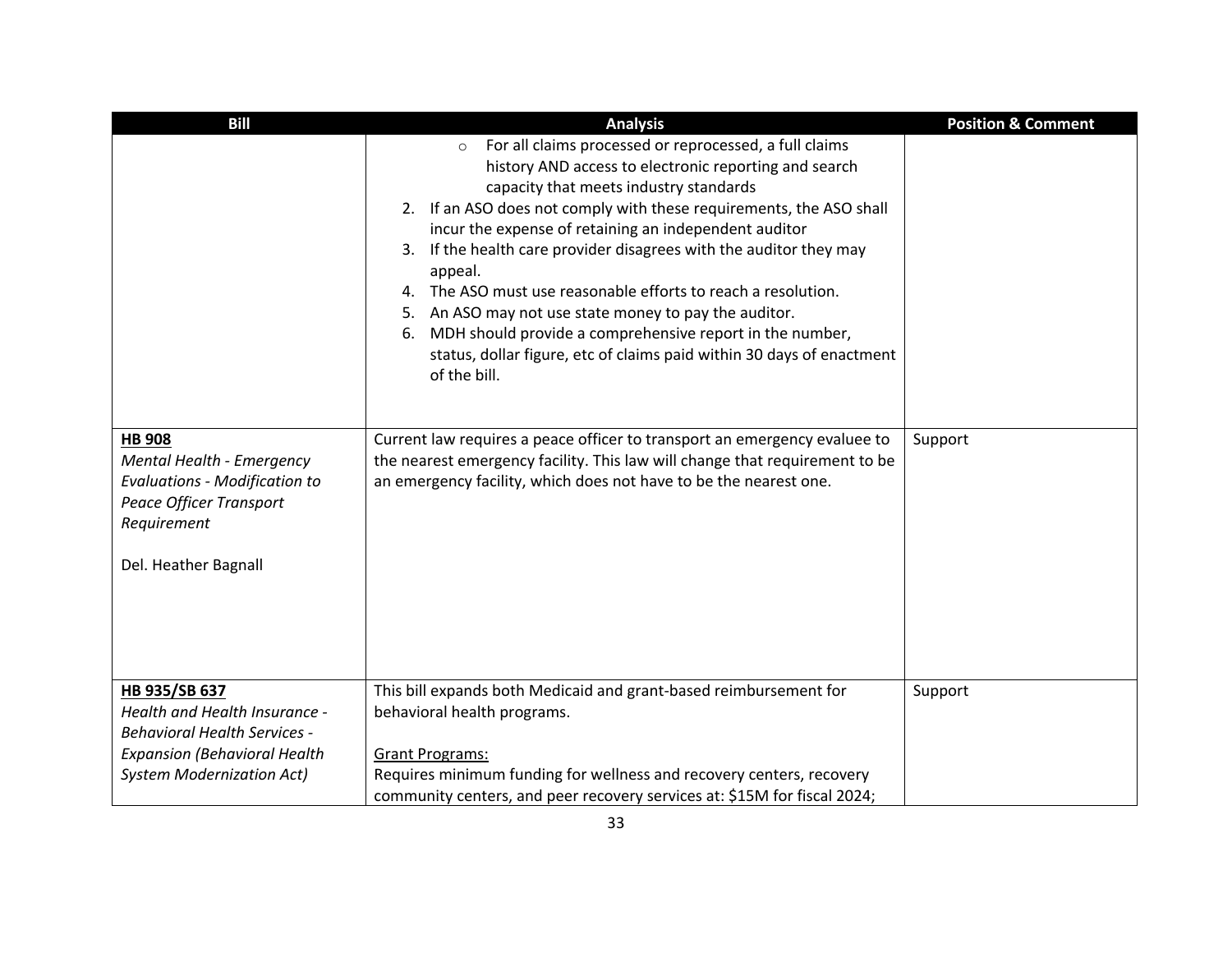| Bill | Analysis | Position & Comment |
|---|---|---|
| | ◦ For all claims processed or reprocessed, a full claims history AND access to electronic reporting and search capacity that meets industry standards<br>2. If an ASO does not comply with these requirements, the ASO shall incur the expense of retaining an independent auditor<br>3. If the health care provider disagrees with the auditor they may appeal.<br>4. The ASO must use reasonable efforts to reach a resolution.<br>5. An ASO may not use state money to pay the auditor.<br>6. MDH should provide a comprehensive report in the number, status, dollar figure, etc of claims paid within 30 days of enactment of the bill. | |
| **HB 908**<br>*Mental Health - Emergency Evaluations - Modification to Peace Officer Transport Requirement*<br><br>Del. Heather Bagnall | Current law requires a peace officer to transport an emergency evaluee to the nearest emergency facility. This law will change that requirement to be an emergency facility, which does not have to be the nearest one. | Support |
| **HB 935/SB 637**<br>*Health and Health Insurance - Behavioral Health Services - Expansion (Behavioral Health System Modernization Act)* | This bill expands both Medicaid and grant-based reimbursement for behavioral health programs.<br><br>Grant Programs:<br>Requires minimum funding for wellness and recovery centers, recovery community centers, and peer recovery services at: $15M for fiscal 2024; | Support |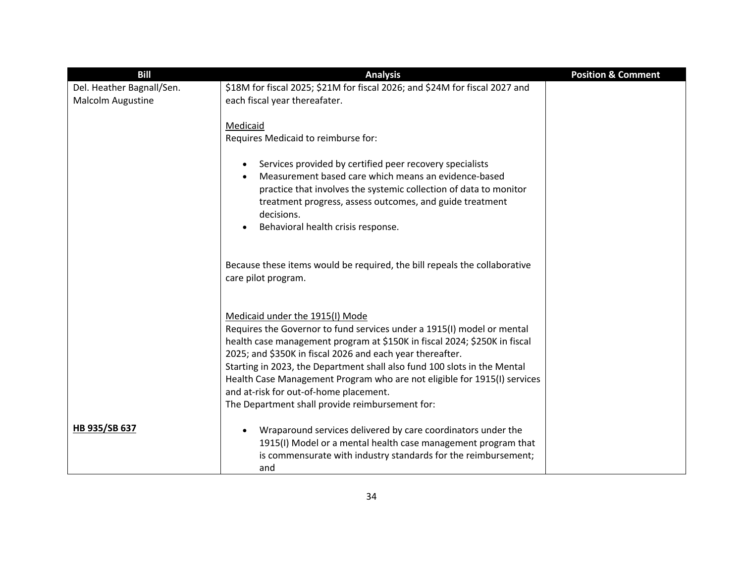| Bill | Analysis | Position & Comment |
|---|---|---|
| Del. Heather Bagnall/Sen. Malcolm Augustine<br><br>**HB 935/SB 637** | \$18M for fiscal 2025; \$21M for fiscal 2026; and \$24M for fiscal 2027 and each fiscal year thereafater.<br><br>Medicaid<br>Requires Medicaid to reimburse for:<br><br>• Services provided by certified peer recovery specialists<br>• Measurement based care which means an evidence-based practice that involves the systemic collection of data to monitor treatment progress, assess outcomes, and guide treatment decisions.<br>• Behavioral health crisis response.<br><br>Because these items would be required, the bill repeals the collaborative care pilot program.<br><br>Medicaid under the 1915(I) Mode<br>Requires the Governor to fund services under a 1915(I) model or mental health case management program at \$150K in fiscal 2024; \$250K in fiscal 2025; and \$350K in fiscal 2026 and each year thereafter.<br>Starting in 2023, the Department shall also fund 100 slots in the Mental Health Case Management Program who are not eligible for 1915(I) services and at-risk for out-of-home placement.<br>The Department shall provide reimbursement for:<br><br>• Wraparound services delivered by care coordinators under the 1915(I) Model or a mental health case management program that is commensurate with industry standards for the reimbursement; and | |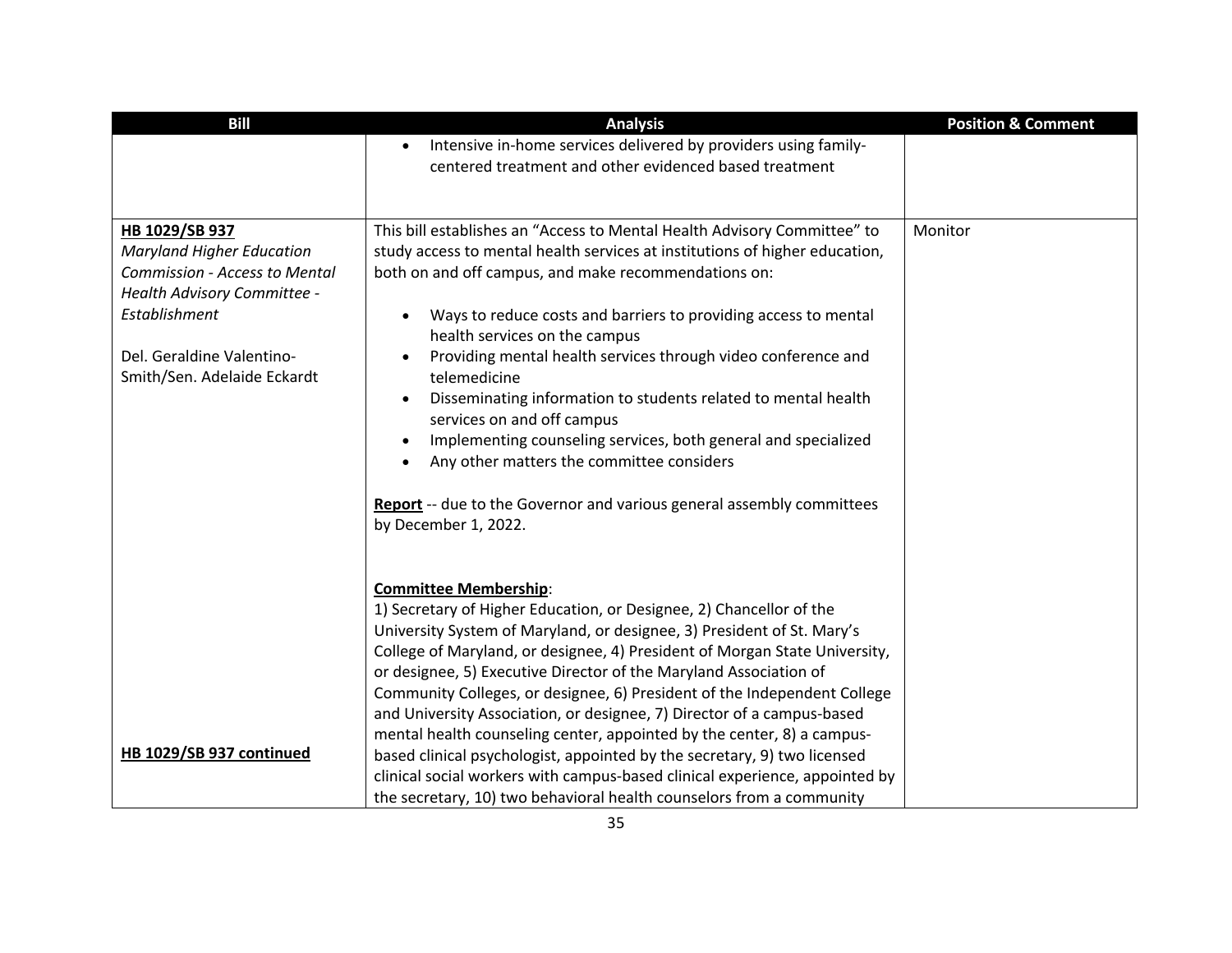| Bill | Analysis | Position & Comment |
|---|---|---|
| | • Intensive in-home services delivered by providers using family-centered treatment and other evidenced based treatment | |
| **<u>HB 1029/SB 937</u>**<br>*Maryland Higher Education Commission - Access to Mental Health Advisory Committee - Establishment*<br><br>Del. Geraldine Valentino-Smith/Sen. Adelaide Eckardt<br><br>**<u>HB 1029/SB 937 continued</u>** | This bill establishes an "Access to Mental Health Advisory Committee" to study access to mental health services at institutions of higher education, both on and off campus, and make recommendations on:<br><br>• Ways to reduce costs and barriers to providing access to mental health services on the campus<br>• Providing mental health services through video conference and telemedicine<br>• Disseminating information to students related to mental health services on and off campus<br>• Implementing counseling services, both general and specialized<br>• Any other matters the committee considers<br><br>**<u>Report</u>** -- due to the Governor and various general assembly committees by December 1, 2022.<br><br>**<u>Committee Membership</u>**:<br>1) Secretary of Higher Education, or Designee, 2) Chancellor of the University System of Maryland, or designee, 3) President of St. Mary's College of Maryland, or designee, 4) President of Morgan State University, or designee, 5) Executive Director of the Maryland Association of Community Colleges, or designee, 6) President of the Independent College and University Association, or designee, 7) Director of a campus-based mental health counseling center, appointed by the center, 8) a campus-based clinical psychologist, appointed by the secretary, 9) two licensed clinical social workers with campus-based clinical experience, appointed by the secretary, 10) two behavioral health counselors from a community | Monitor |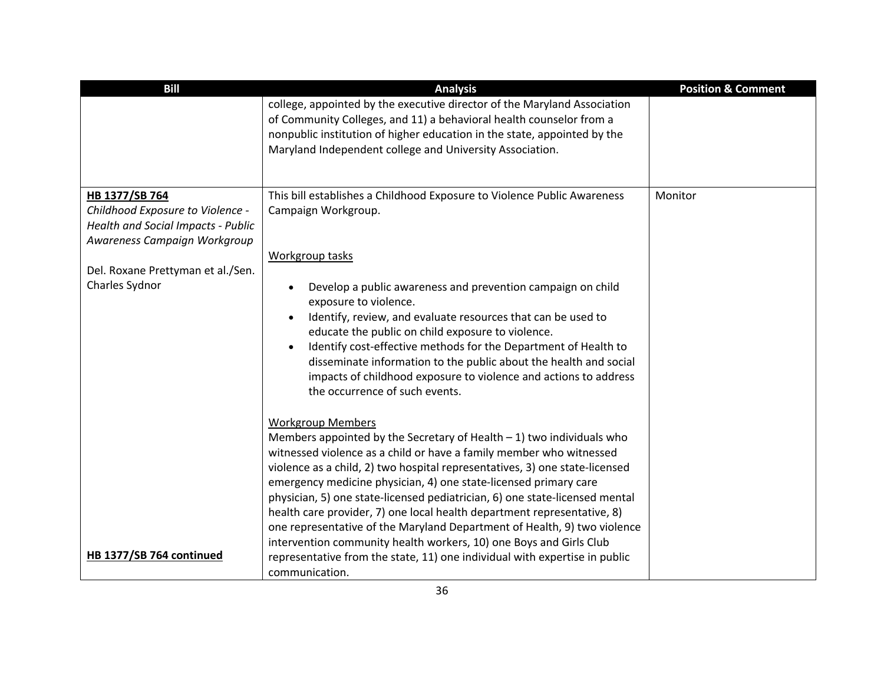| Bill | Analysis | Position & Comment |
|---|---|---|
| | college, appointed by the executive director of the Maryland Association of Community Colleges, and 11) a behavioral health counselor from a nonpublic institution of higher education in the state, appointed by the Maryland Independent college and University Association. | |
| **HB 1377/SB 764**<br>*Childhood Exposure to Violence - Health and Social Impacts - Public Awareness Campaign Workgroup*<br><br>Del. Roxane Prettyman et al./Sen. Charles Sydnor<br><br>**HB 1377/SB 764 continued** | This bill establishes a Childhood Exposure to Violence Public Awareness Campaign Workgroup.<br><br>Workgroup tasks<br><br>• Develop a public awareness and prevention campaign on child exposure to violence.<br>• Identify, review, and evaluate resources that can be used to educate the public on child exposure to violence.<br>• Identify cost-effective methods for the Department of Health to disseminate information to the public about the health and social impacts of childhood exposure to violence and actions to address the occurrence of such events.<br><br>Workgroup Members<br>Members appointed by the Secretary of Health – 1) two individuals who witnessed violence as a child or have a family member who witnessed violence as a child, 2) two hospital representatives, 3) one state-licensed emergency medicine physician, 4) one state-licensed primary care physician, 5) one state-licensed pediatrician, 6) one state-licensed mental health care provider, 7) one local health department representative, 8) one representative of the Maryland Department of Health, 9) two violence intervention community health workers, 10) one Boys and Girls Club representative from the state, 11) one individual with expertise in public communication. | Monitor |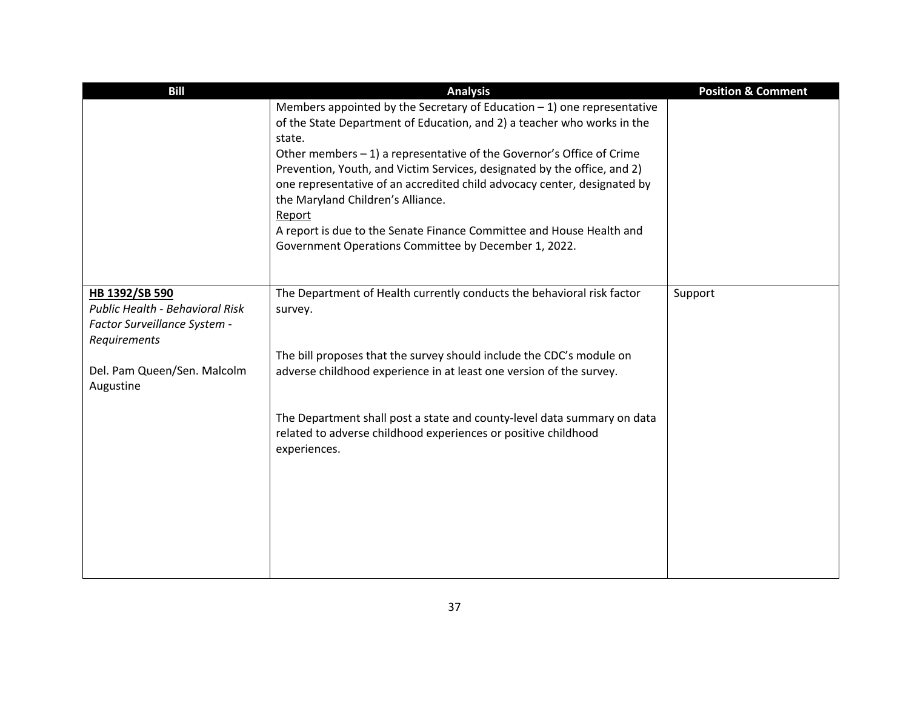| Bill | Analysis | Position & Comment |
|---|---|---|
| | Members appointed by the Secretary of Education – 1) one representative of the State Department of Education, and 2) a teacher who works in the state.<br>Other members – 1) a representative of the Governor's Office of Crime Prevention, Youth, and Victim Services, designated by the office, and 2) one representative of an accredited child advocacy center, designated by the Maryland Children's Alliance.<br>Report<br>A report is due to the Senate Finance Committee and House Health and Government Operations Committee by December 1, 2022. | |
| **HB 1392/SB 590**<br>*Public Health - Behavioral Risk Factor Surveillance System - Requirements*<br><br>Del. Pam Queen/Sen. Malcolm Augustine | The Department of Health currently conducts the behavioral risk factor survey.<br><br>The bill proposes that the survey should include the CDC's module on adverse childhood experience in at least one version of the survey.<br><br>The Department shall post a state and county-level data summary on data related to adverse childhood experiences or positive childhood experiences. | Support |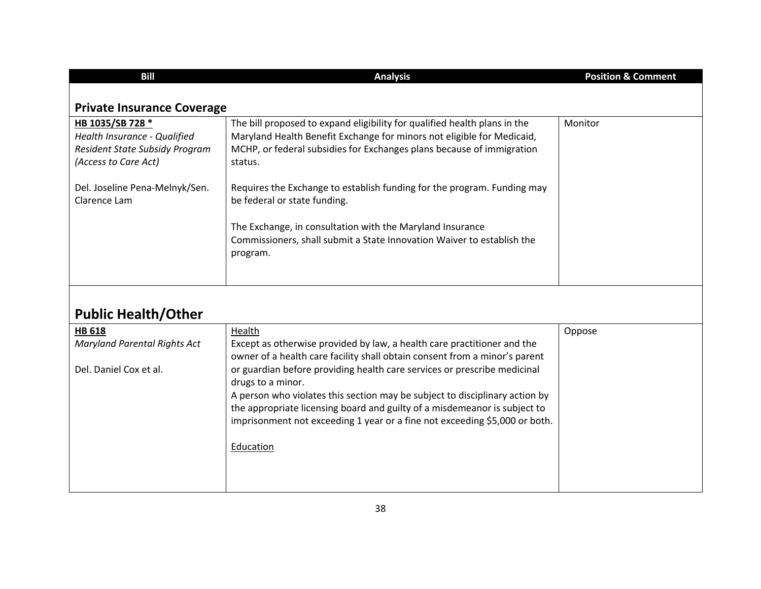| Bill | Analysis | Position & Comment |
|---|---|---|
| **Private Insurance Coverage** | | |
| **HB 1035/SB 728 *** <br> *Health Insurance - Qualified Resident State Subsidy Program (Access to Care Act)* <br><br> Del. Joseline Pena-Melnyk/Sen. Clarence Lam | The bill proposed to expand eligibility for qualified health plans in the Maryland Health Benefit Exchange for minors not eligible for Medicaid, MCHP, or federal subsidies for Exchanges plans because of immigration status. <br><br> Requires the Exchange to establish funding for the program. Funding may be federal or state funding. <br><br> The Exchange, in consultation with the Maryland Insurance Commissioners, shall submit a State Innovation Waiver to establish the program. | Monitor |
| **Public Health/Other** | | |
| **HB 618** <br> *Maryland Parental Rights Act* <br><br> Del. Daniel Cox et al. | Health <br> Except as otherwise provided by law, a health care practitioner and the owner of a health care facility shall obtain consent from a minor's parent or guardian before providing health care services or prescribe medicinal drugs to a minor. <br> A person who violates this section may be subject to disciplinary action by the appropriate licensing board and guilty of a misdemeanor is subject to imprisonment not exceeding 1 year or a fine not exceeding $5,000 or both. <br><br> Education | Oppose |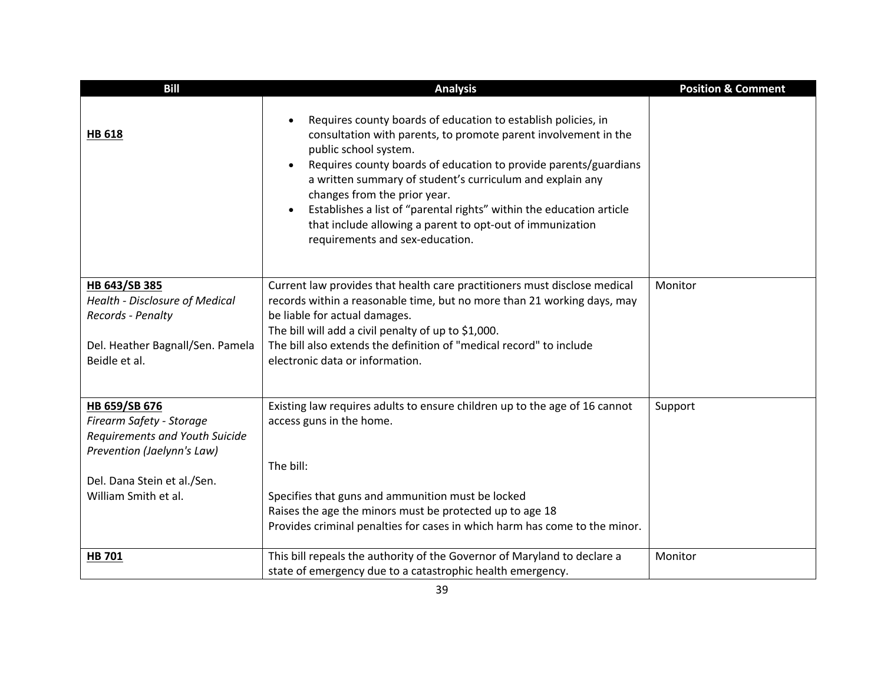| Bill | Analysis | Position & Comment |
|---|---|---|
| **HB 618** | • Requires county boards of education to establish policies, in consultation with parents, to promote parent involvement in the public school system.<br>• Requires county boards of education to provide parents/guardians a written summary of student's curriculum and explain any changes from the prior year.<br>• Establishes a list of "parental rights" within the education article that include allowing a parent to opt-out of immunization requirements and sex-education. | |
| **HB 643/SB 385**<br>*Health - Disclosure of Medical Records - Penalty*<br><br>Del. Heather Bagnall/Sen. Pamela Beidle et al. | Current law provides that health care practitioners must disclose medical records within a reasonable time, but no more than 21 working days, may be liable for actual damages.<br>The bill will add a civil penalty of up to $1,000.<br>The bill also extends the definition of "medical record" to include electronic data or information. | Monitor |
| **HB 659/SB 676**<br>*Firearm Safety - Storage Requirements and Youth Suicide Prevention (Jaelynn's Law)*<br><br>Del. Dana Stein et al./Sen. William Smith et al. | Existing law requires adults to ensure children up to the age of 16 cannot access guns in the home.<br><br>The bill:<br><br>Specifies that guns and ammunition must be locked<br>Raises the age the minors must be protected up to age 18<br>Provides criminal penalties for cases in which harm has come to the minor. | Support |
| **HB 701** | This bill repeals the authority of the Governor of Maryland to declare a state of emergency due to a catastrophic health emergency. | Monitor |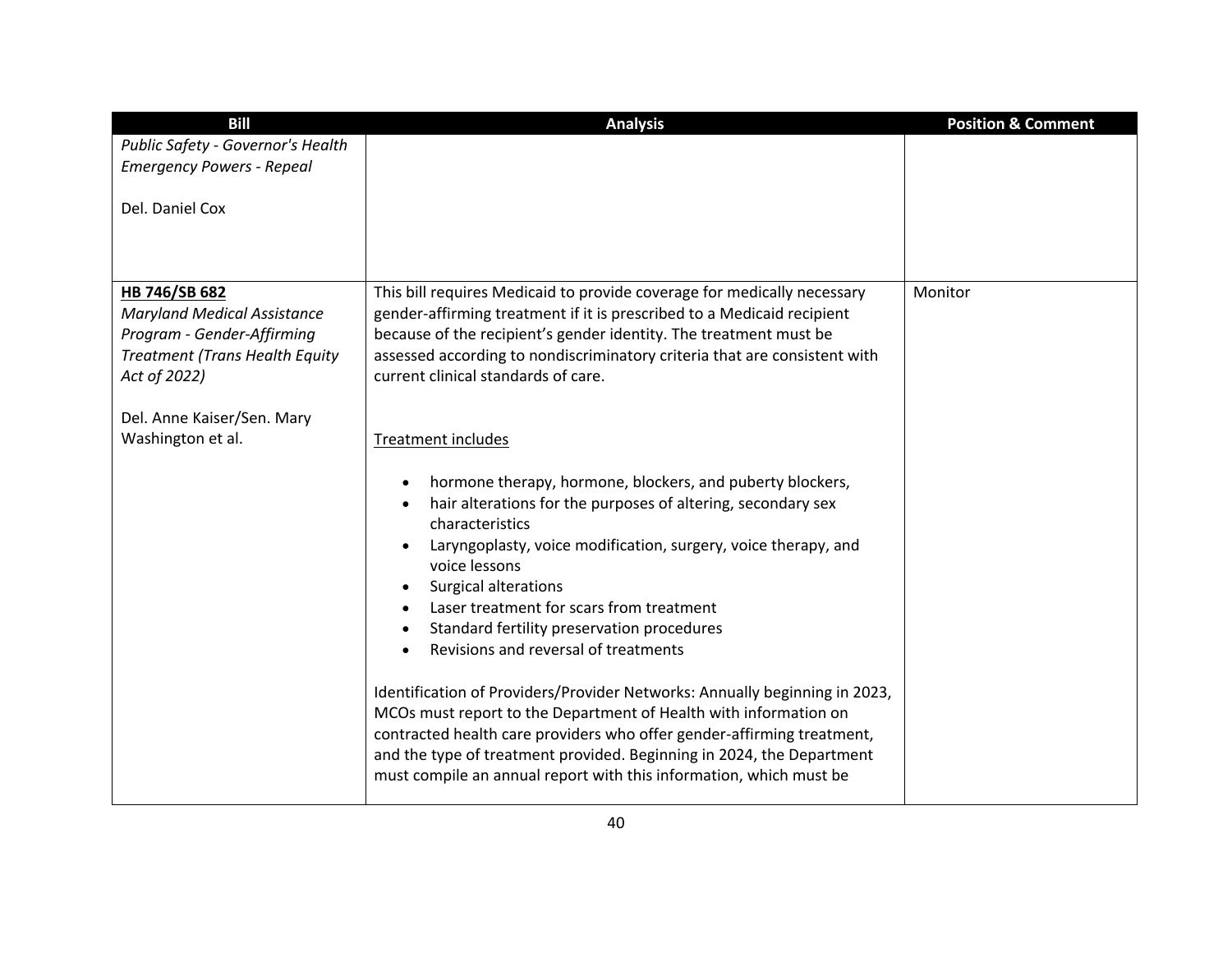| Bill | Analysis | Position & Comment |
|---|---|---|
| *Public Safety - Governor's Health Emergency Powers - Repeal*<br><br>Del. Daniel Cox | | |
| **HB 746/SB 682**<br>*Maryland Medical Assistance Program - Gender-Affirming Treatment (Trans Health Equity Act of 2022)*<br><br>Del. Anne Kaiser/Sen. Mary Washington et al. | This bill requires Medicaid to provide coverage for medically necessary gender-affirming treatment if it is prescribed to a Medicaid recipient because of the recipient's gender identity. The treatment must be assessed according to nondiscriminatory criteria that are consistent with current clinical standards of care.<br><br>Treatment includes<br><br>• hormone therapy, hormone, blockers, and puberty blockers,<br>• hair alterations for the purposes of altering, secondary sex characteristics<br>• Laryngoplasty, voice modification, surgery, voice therapy, and voice lessons<br>• Surgical alterations<br>• Laser treatment for scars from treatment<br>• Standard fertility preservation procedures<br>• Revisions and reversal of treatments<br><br>Identification of Providers/Provider Networks: Annually beginning in 2023, MCOs must report to the Department of Health with information on contracted health care providers who offer gender-affirming treatment, and the type of treatment provided. Beginning in 2024, the Department must compile an annual report with this information, which must be | Monitor |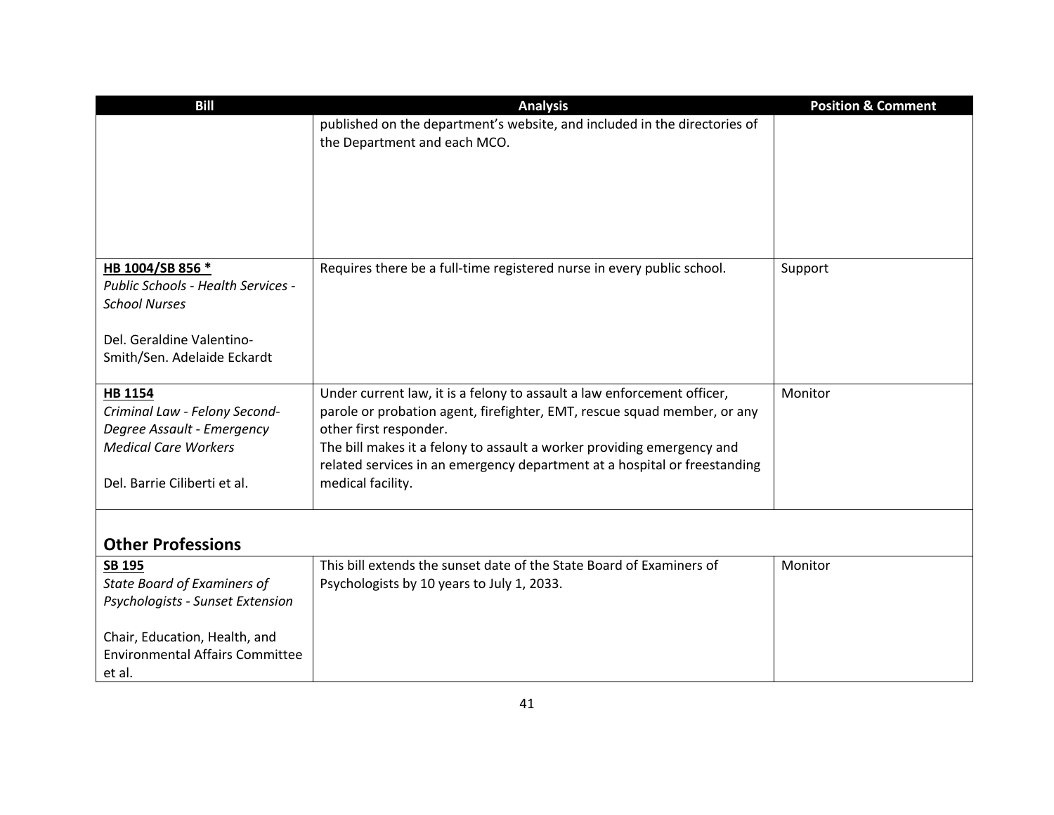| Bill | Analysis | Position & Comment |
|---|---|---|
| | published on the department's website, and included in the directories of the Department and each MCO. | |
| **HB 1004/SB 856 *** <br> *Public Schools - Health Services - School Nurses* <br><br> Del. Geraldine Valentino-Smith/Sen. Adelaide Eckardt | Requires there be a full-time registered nurse in every public school. | Support |
| **HB 1154** <br> *Criminal Law - Felony Second-Degree Assault - Emergency Medical Care Workers* <br><br> Del. Barrie Ciliberti et al. | Under current law, it is a felony to assault a law enforcement officer, parole or probation agent, firefighter, EMT, rescue squad member, or any other first responder. <br> The bill makes it a felony to assault a worker providing emergency and related services in an emergency department at a hospital or freestanding medical facility. | Monitor |

## Other Professions

| Bill | Analysis | Position & Comment |
|---|---|---|
| **SB 195** <br> *State Board of Examiners of Psychologists - Sunset Extension* <br><br> Chair, Education, Health, and Environmental Affairs Committee et al. | This bill extends the sunset date of the State Board of Examiners of Psychologists by 10 years to July 1, 2033. | Monitor |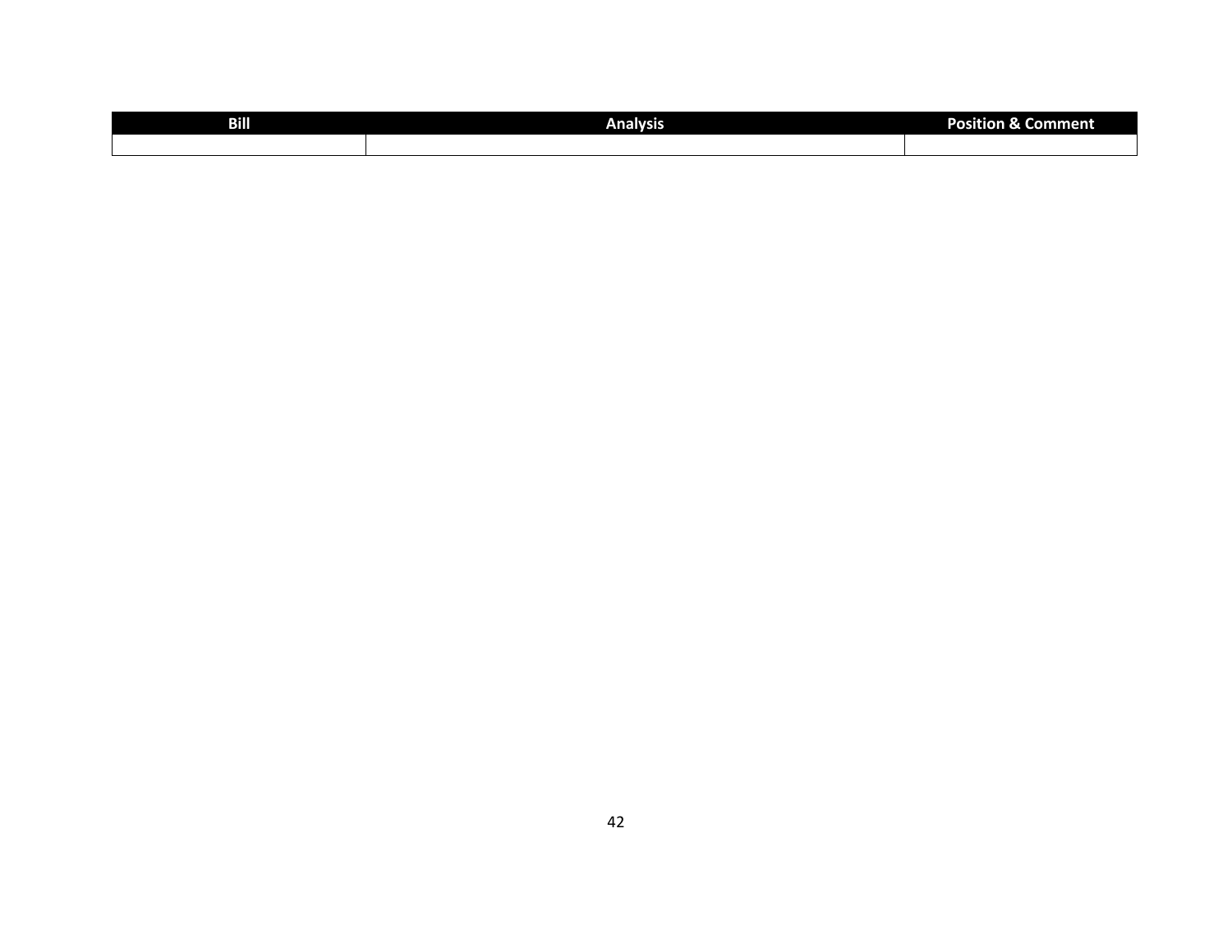| Bill | Analysis | Position & Comment |
|---|---|---|
| | | |